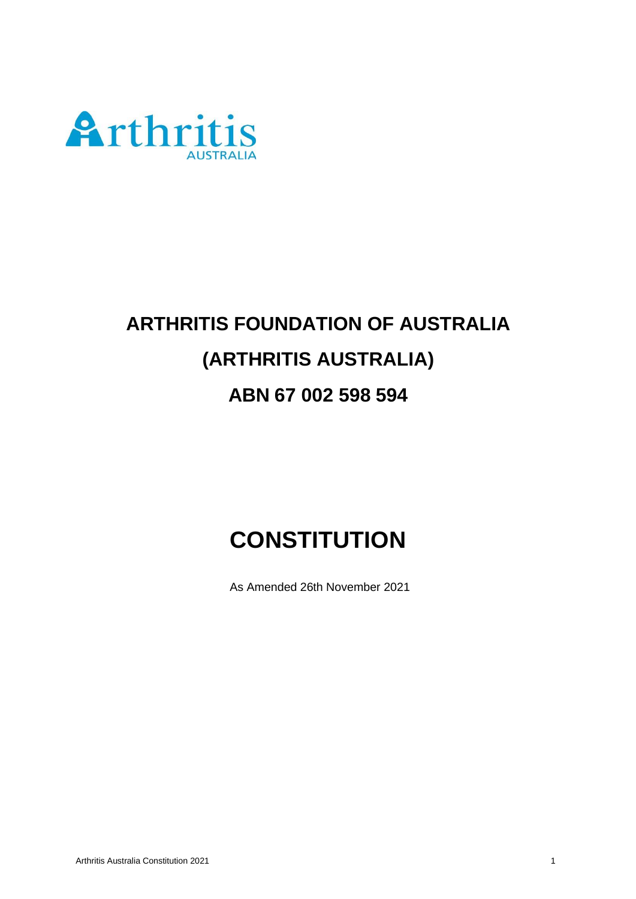Arthritis
AUSTRALIA

# ARTHRITIS FOUNDATION OF AUSTRALIA

# (ARTHRITIS AUSTRALIA)

# ABN 67 002 598 594

# CONSTITUTION

As Amended 26th November 2021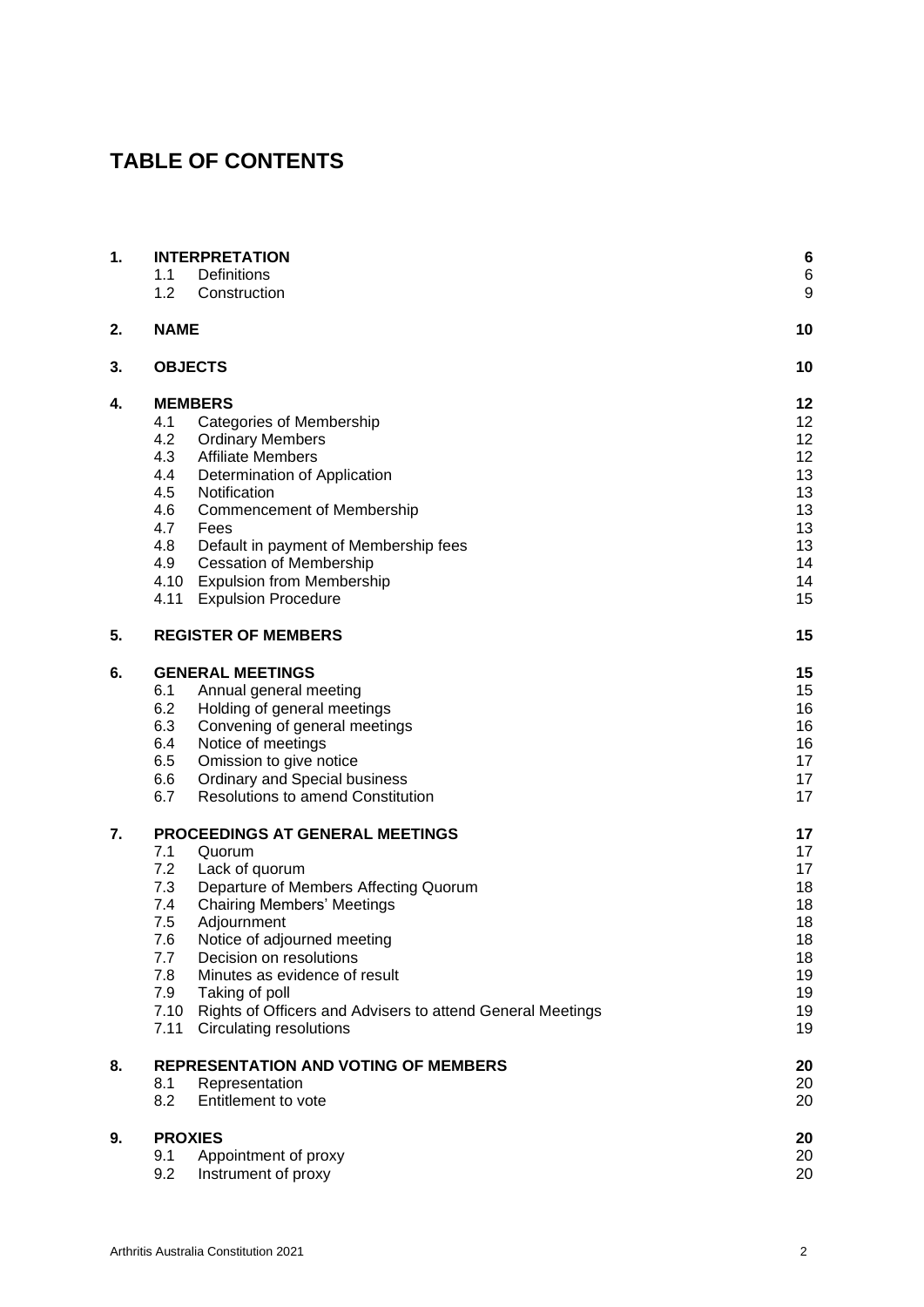# TABLE OF CONTENTS

| | | |
|---|---|---|
| **1.** | **INTERPRETATION** | **6** |
| | 1.1 Definitions | 6 |
| | 1.2 Construction | 9 |
| **2.** | **NAME** | **10** |
| **3.** | **OBJECTS** | **10** |
| **4.** | **MEMBERS** | **12** |
| | 4.1 Categories of Membership | 12 |
| | 4.2 Ordinary Members | 12 |
| | 4.3 Affiliate Members | 12 |
| | 4.4 Determination of Application | 13 |
| | 4.5 Notification | 13 |
| | 4.6 Commencement of Membership | 13 |
| | 4.7 Fees | 13 |
| | 4.8 Default in payment of Membership fees | 13 |
| | 4.9 Cessation of Membership | 14 |
| | 4.10 Expulsion from Membership | 14 |
| | 4.11 Expulsion Procedure | 15 |
| **5.** | **REGISTER OF MEMBERS** | **15** |
| **6.** | **GENERAL MEETINGS** | **15** |
| | 6.1 Annual general meeting | 15 |
| | 6.2 Holding of general meetings | 16 |
| | 6.3 Convening of general meetings | 16 |
| | 6.4 Notice of meetings | 16 |
| | 6.5 Omission to give notice | 17 |
| | 6.6 Ordinary and Special business | 17 |
| | 6.7 Resolutions to amend Constitution | 17 |
| **7.** | **PROCEEDINGS AT GENERAL MEETINGS** | **17** |
| | 7.1 Quorum | 17 |
| | 7.2 Lack of quorum | 17 |
| | 7.3 Departure of Members Affecting Quorum | 18 |
| | 7.4 Chairing Members' Meetings | 18 |
| | 7.5 Adjournment | 18 |
| | 7.6 Notice of adjourned meeting | 18 |
| | 7.7 Decision on resolutions | 18 |
| | 7.8 Minutes as evidence of result | 19 |
| | 7.9 Taking of poll | 19 |
| | 7.10 Rights of Officers and Advisers to attend General Meetings | 19 |
| | 7.11 Circulating resolutions | 19 |
| **8.** | **REPRESENTATION AND VOTING OF MEMBERS** | **20** |
| | 8.1 Representation | 20 |
| | 8.2 Entitlement to vote | 20 |
| **9.** | **PROXIES** | **20** |
| | 9.1 Appointment of proxy | 20 |
| | 9.2 Instrument of proxy | 20 |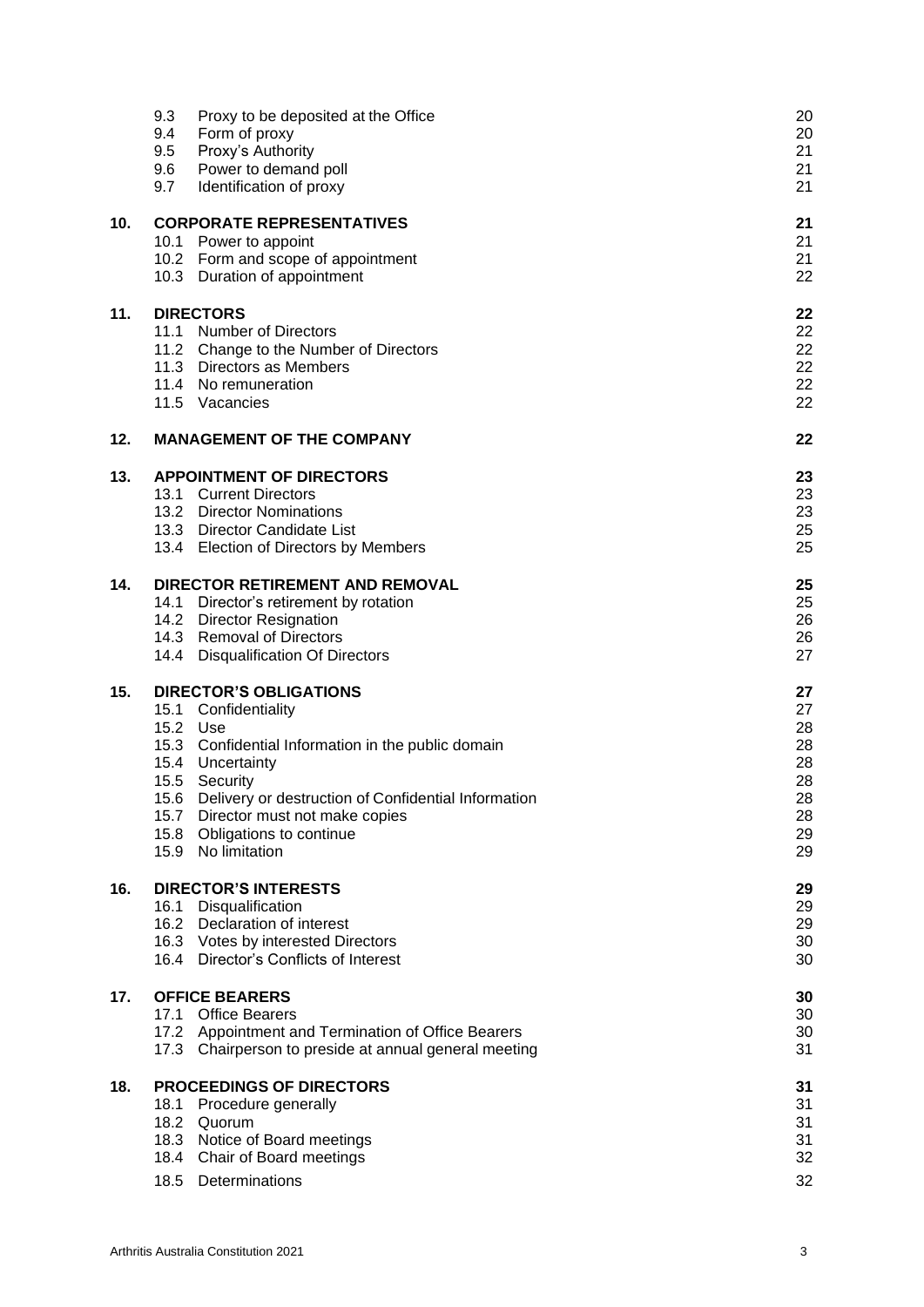| | | |
|---|---|---|
| | 9.3 Proxy to be deposited at the Office | 20 |
| | 9.4 Form of proxy | 20 |
| | 9.5 Proxy's Authority | 21 |
| | 9.6 Power to demand poll | 21 |
| | 9.7 Identification of proxy | 21 |
| **10.** | **CORPORATE REPRESENTATIVES** | **21** |
| | 10.1 Power to appoint | 21 |
| | 10.2 Form and scope of appointment | 21 |
| | 10.3 Duration of appointment | 22 |
| **11.** | **DIRECTORS** | **22** |
| | 11.1 Number of Directors | 22 |
| | 11.2 Change to the Number of Directors | 22 |
| | 11.3 Directors as Members | 22 |
| | 11.4 No remuneration | 22 |
| | 11.5 Vacancies | 22 |
| **12.** | **MANAGEMENT OF THE COMPANY** | **22** |
| **13.** | **APPOINTMENT OF DIRECTORS** | **23** |
| | 13.1 Current Directors | 23 |
| | 13.2 Director Nominations | 23 |
| | 13.3 Director Candidate List | 25 |
| | 13.4 Election of Directors by Members | 25 |
| **14.** | **DIRECTOR RETIREMENT AND REMOVAL** | **25** |
| | 14.1 Director's retirement by rotation | 25 |
| | 14.2 Director Resignation | 26 |
| | 14.3 Removal of Directors | 26 |
| | 14.4 Disqualification Of Directors | 27 |
| **15.** | **DIRECTOR'S OBLIGATIONS** | **27** |
| | 15.1 Confidentiality | 27 |
| | 15.2 Use | 28 |
| | 15.3 Confidential Information in the public domain | 28 |
| | 15.4 Uncertainty | 28 |
| | 15.5 Security | 28 |
| | 15.6 Delivery or destruction of Confidential Information | 28 |
| | 15.7 Director must not make copies | 28 |
| | 15.8 Obligations to continue | 29 |
| | 15.9 No limitation | 29 |
| **16.** | **DIRECTOR'S INTERESTS** | **29** |
| | 16.1 Disqualification | 29 |
| | 16.2 Declaration of interest | 29 |
| | 16.3 Votes by interested Directors | 30 |
| | 16.4 Director's Conflicts of Interest | 30 |
| **17.** | **OFFICE BEARERS** | **30** |
| | 17.1 Office Bearers | 30 |
| | 17.2 Appointment and Termination of Office Bearers | 30 |
| | 17.3 Chairperson to preside at annual general meeting | 31 |
| **18.** | **PROCEEDINGS OF DIRECTORS** | **31** |
| | 18.1 Procedure generally | 31 |
| | 18.2 Quorum | 31 |
| | 18.3 Notice of Board meetings | 31 |
| | 18.4 Chair of Board meetings | 32 |
| | 18.5 Determinations | 32 |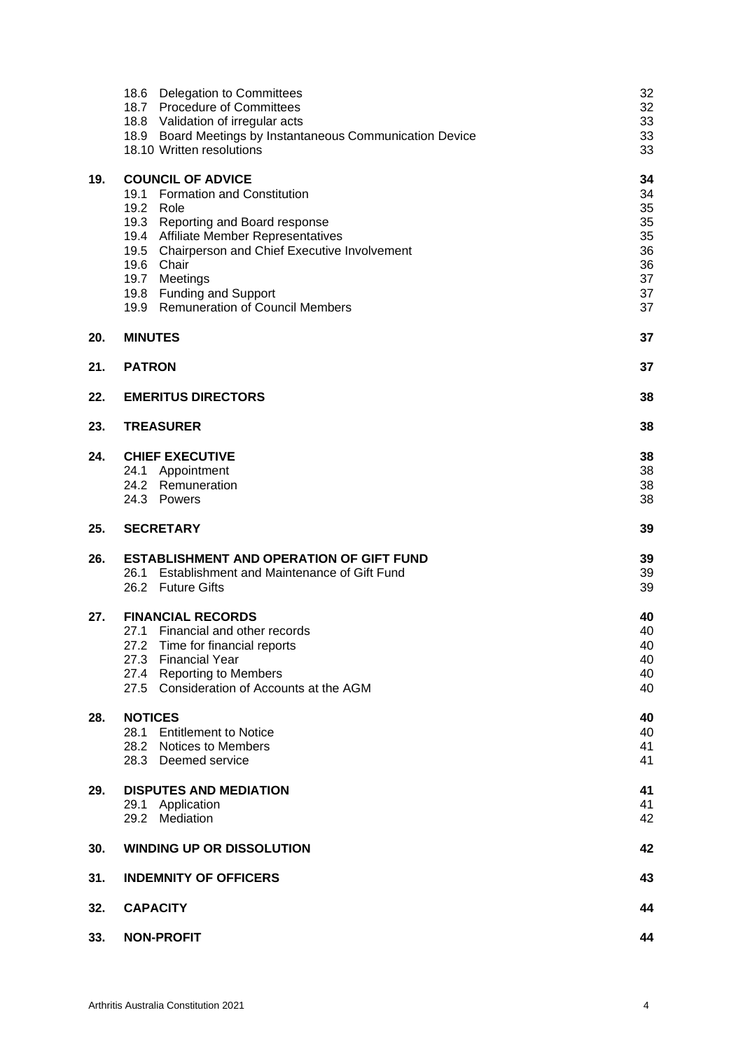| | | |
|---|---|---|
| | 18.6 Delegation to Committees | 32 |
| | 18.7 Procedure of Committees | 32 |
| | 18.8 Validation of irregular acts | 33 |
| | 18.9 Board Meetings by Instantaneous Communication Device | 33 |
| | 18.10 Written resolutions | 33 |
| **19.** | **COUNCIL OF ADVICE** | **34** |
| | 19.1 Formation and Constitution | 34 |
| | 19.2 Role | 35 |
| | 19.3 Reporting and Board response | 35 |
| | 19.4 Affiliate Member Representatives | 35 |
| | 19.5 Chairperson and Chief Executive Involvement | 36 |
| | 19.6 Chair | 36 |
| | 19.7 Meetings | 37 |
| | 19.8 Funding and Support | 37 |
| | 19.9 Remuneration of Council Members | 37 |
| **20.** | **MINUTES** | **37** |
| **21.** | **PATRON** | **37** |
| **22.** | **EMERITUS DIRECTORS** | **38** |
| **23.** | **TREASURER** | **38** |
| **24.** | **CHIEF EXECUTIVE** | **38** |
| | 24.1 Appointment | 38 |
| | 24.2 Remuneration | 38 |
| | 24.3 Powers | 38 |
| **25.** | **SECRETARY** | **39** |
| **26.** | **ESTABLISHMENT AND OPERATION OF GIFT FUND** | **39** |
| | 26.1 Establishment and Maintenance of Gift Fund | 39 |
| | 26.2 Future Gifts | 39 |
| **27.** | **FINANCIAL RECORDS** | **40** |
| | 27.1 Financial and other records | 40 |
| | 27.2 Time for financial reports | 40 |
| | 27.3 Financial Year | 40 |
| | 27.4 Reporting to Members | 40 |
| | 27.5 Consideration of Accounts at the AGM | 40 |
| **28.** | **NOTICES** | **40** |
| | 28.1 Entitlement to Notice | 40 |
| | 28.2 Notices to Members | 41 |
| | 28.3 Deemed service | 41 |
| **29.** | **DISPUTES AND MEDIATION** | **41** |
| | 29.1 Application | 41 |
| | 29.2 Mediation | 42 |
| **30.** | **WINDING UP OR DISSOLUTION** | **42** |
| **31.** | **INDEMNITY OF OFFICERS** | **43** |
| **32.** | **CAPACITY** | **44** |
| **33.** | **NON-PROFIT** | **44** |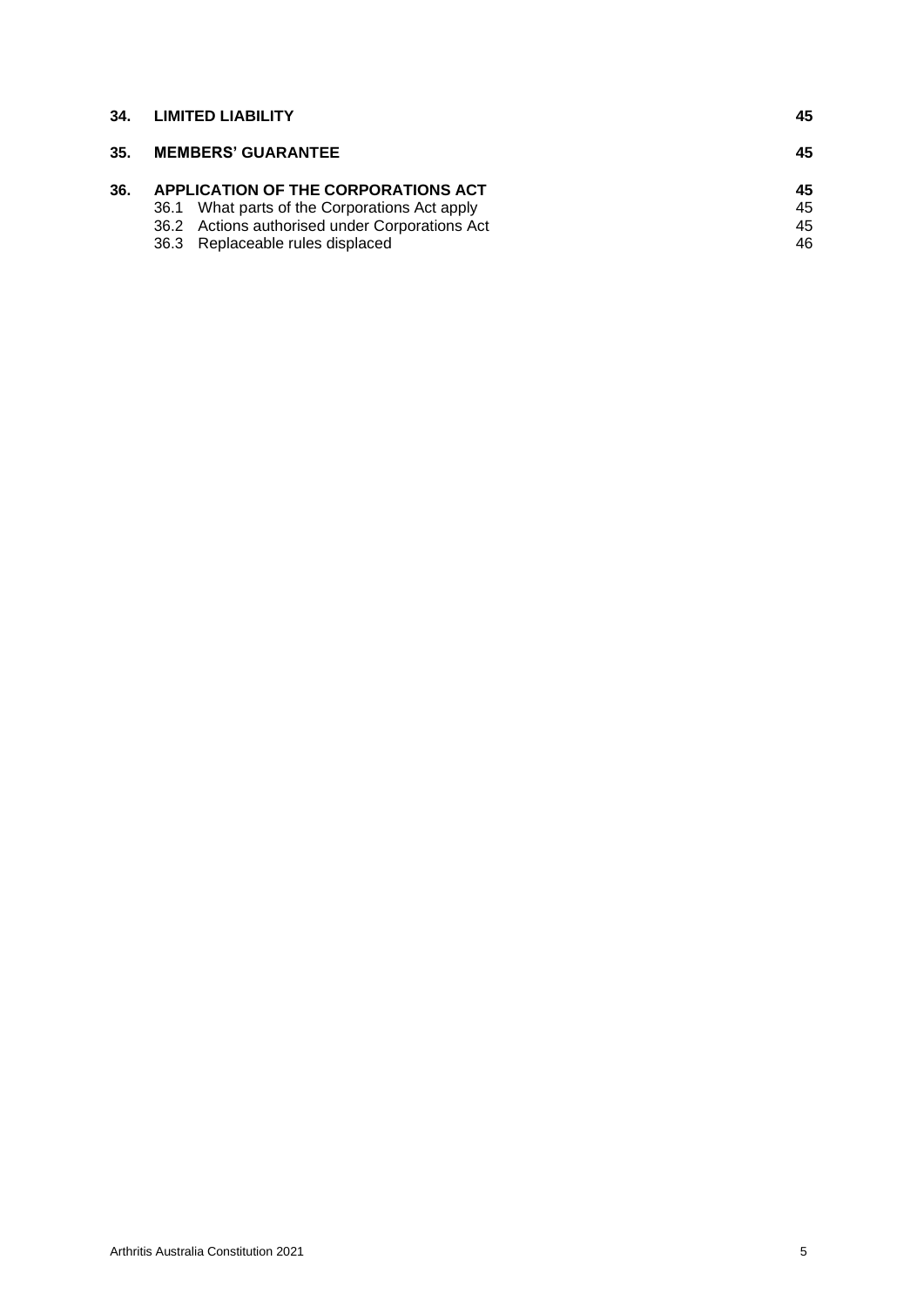| | | |
|---|---|---|
| **34.** | **LIMITED LIABILITY** | **45** |
| **35.** | **MEMBERS' GUARANTEE** | **45** |
| **36.** | **APPLICATION OF THE CORPORATIONS ACT** | **45** |
| | 36.1 What parts of the Corporations Act apply | 45 |
| | 36.2 Actions authorised under Corporations Act | 45 |
| | 36.3 Replaceable rules displaced | 46 |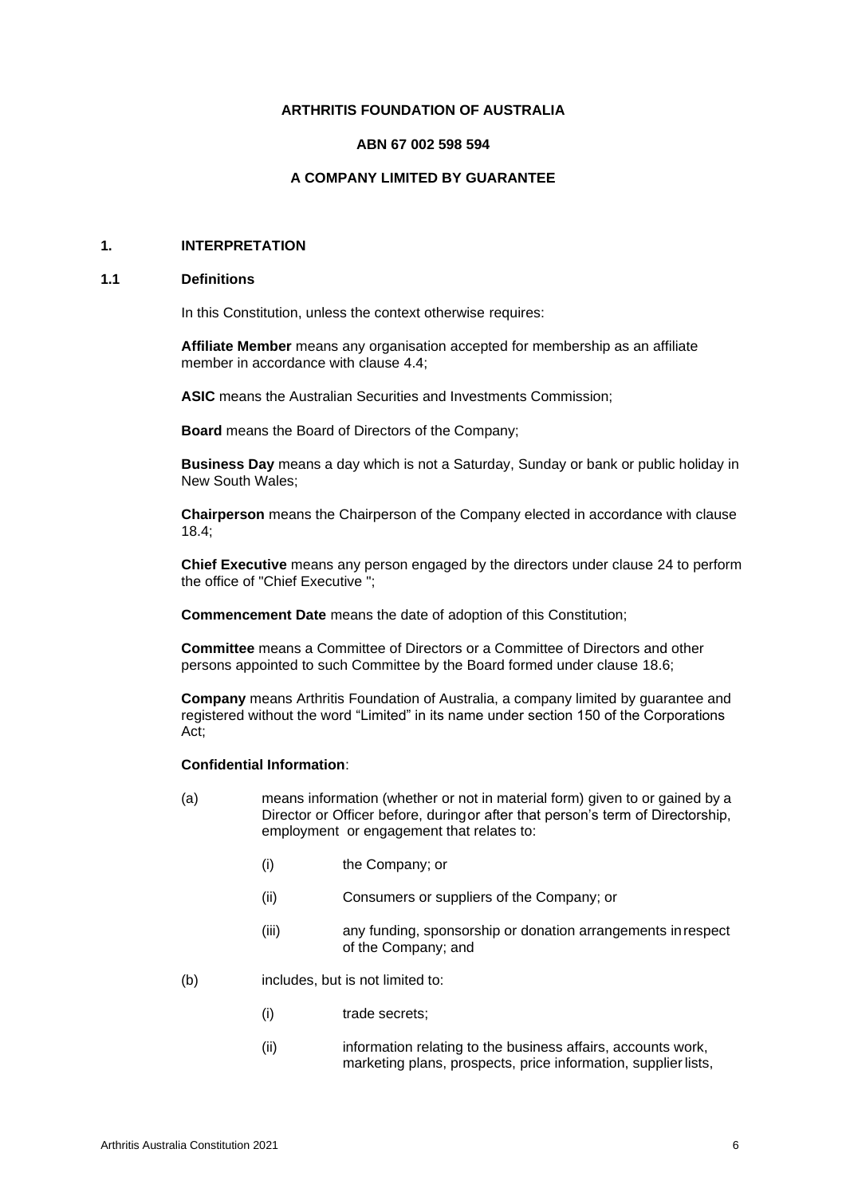**ARTHRITIS FOUNDATION OF AUSTRALIA**

**ABN 67 002 598 594**

**A COMPANY LIMITED BY GUARANTEE**

# 1. INTERPRETATION

## 1.1 Definitions

In this Constitution, unless the context otherwise requires:

**Affiliate Member** means any organisation accepted for membership as an affiliate member in accordance with clause 4.4;

**ASIC** means the Australian Securities and Investments Commission;

**Board** means the Board of Directors of the Company;

**Business Day** means a day which is not a Saturday, Sunday or bank or public holiday in New South Wales;

**Chairperson** means the Chairperson of the Company elected in accordance with clause 18.4;

**Chief Executive** means any person engaged by the directors under clause 24 to perform the office of "Chief Executive ";

**Commencement Date** means the date of adoption of this Constitution;

**Committee** means a Committee of Directors or a Committee of Directors and other persons appointed to such Committee by the Board formed under clause 18.6;

**Company** means Arthritis Foundation of Australia, a company limited by guarantee and registered without the word "Limited" in its name under section 150 of the Corporations Act;

**Confidential Information**:

(a) means information (whether or not in material form) given to or gained by a Director or Officer before, during or after that person's term of Directorship, employment or engagement that relates to:

- (i) the Company; or
- (ii) Consumers or suppliers of the Company; or
- (iii) any funding, sponsorship or donation arrangements in respect of the Company; and

(b) includes, but is not limited to:

- (i) trade secrets;
- (ii) information relating to the business affairs, accounts work, marketing plans, prospects, price information, supplier lists,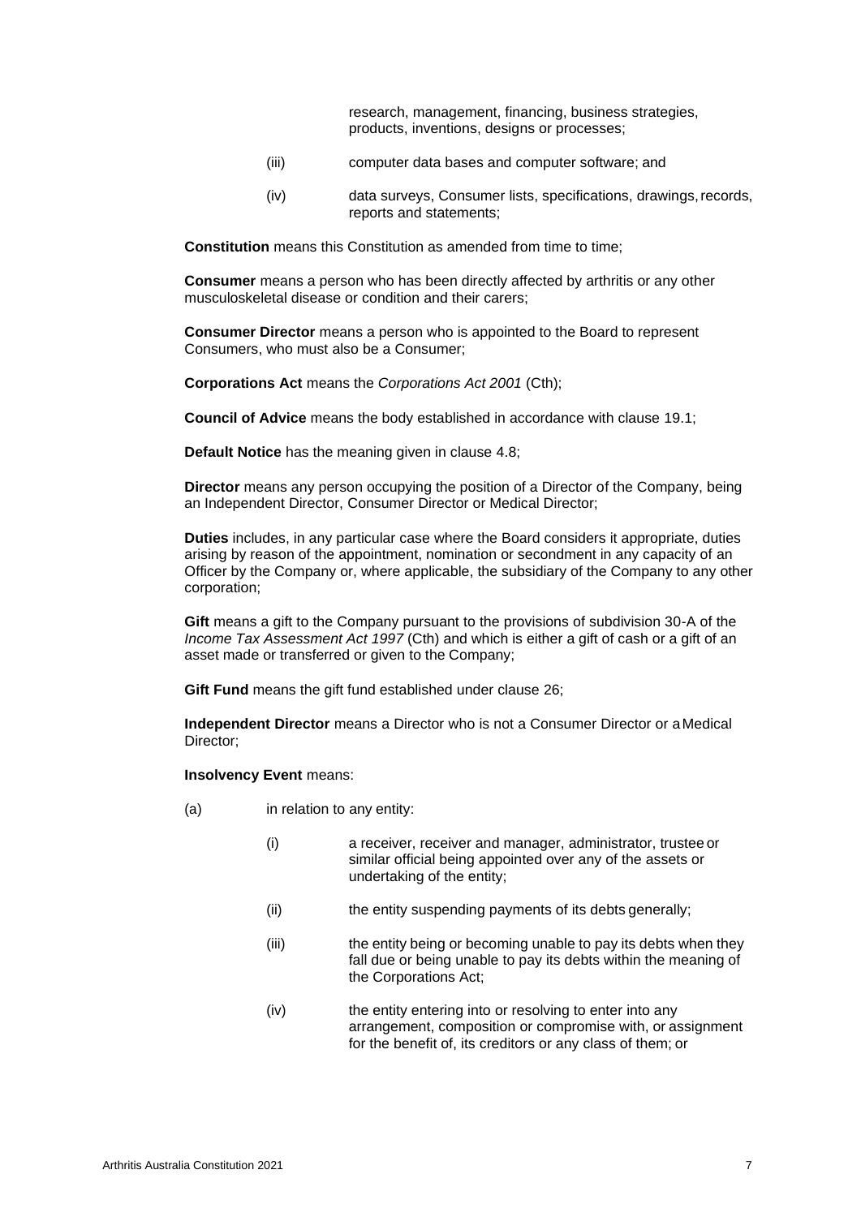research, management, financing, business strategies, products, inventions, designs or processes;

(iii) computer data bases and computer software; and

(iv) data surveys, Consumer lists, specifications, drawings, records, reports and statements;

**Constitution** means this Constitution as amended from time to time;

**Consumer** means a person who has been directly affected by arthritis or any other musculoskeletal disease or condition and their carers;

**Consumer Director** means a person who is appointed to the Board to represent Consumers, who must also be a Consumer;

**Corporations Act** means the *Corporations Act 2001* (Cth);

**Council of Advice** means the body established in accordance with clause 19.1;

**Default Notice** has the meaning given in clause 4.8;

**Director** means any person occupying the position of a Director of the Company, being an Independent Director, Consumer Director or Medical Director;

**Duties** includes, in any particular case where the Board considers it appropriate, duties arising by reason of the appointment, nomination or secondment in any capacity of an Officer by the Company or, where applicable, the subsidiary of the Company to any other corporation;

**Gift** means a gift to the Company pursuant to the provisions of subdivision 30-A of the *Income Tax Assessment Act 1997* (Cth) and which is either a gift of cash or a gift of an asset made or transferred or given to the Company;

**Gift Fund** means the gift fund established under clause 26;

**Independent Director** means a Director who is not a Consumer Director or a Medical Director;

**Insolvency Event** means:

(a) in relation to any entity:

(i) a receiver, receiver and manager, administrator, trustee or similar official being appointed over any of the assets or undertaking of the entity;

(ii) the entity suspending payments of its debts generally;

(iii) the entity being or becoming unable to pay its debts when they fall due or being unable to pay its debts within the meaning of the Corporations Act;

(iv) the entity entering into or resolving to enter into any arrangement, composition or compromise with, or assignment for the benefit of, its creditors or any class of them; or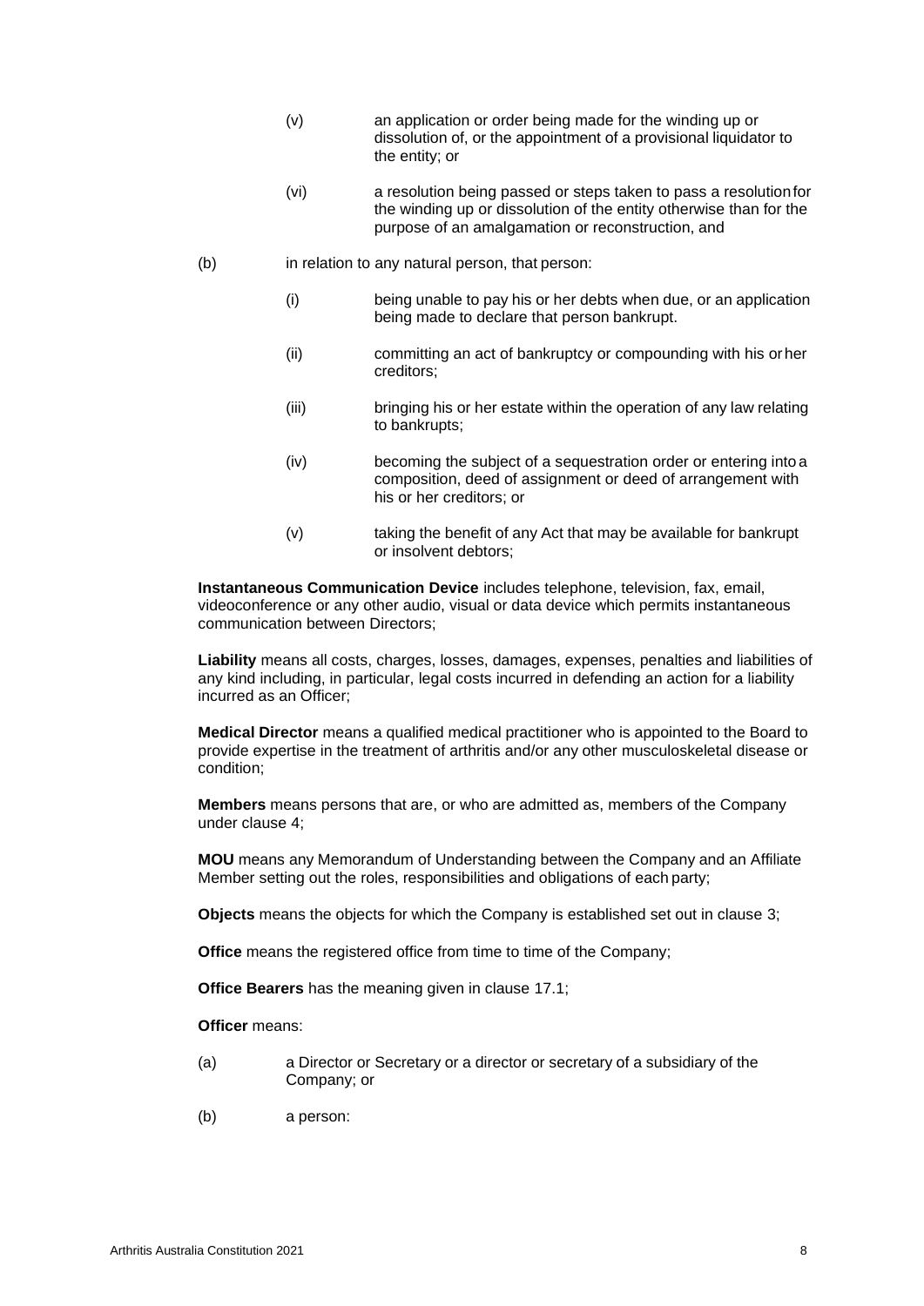(v) an application or order being made for the winding up or dissolution of, or the appointment of a provisional liquidator to the entity; or

(vi) a resolution being passed or steps taken to pass a resolution for the winding up or dissolution of the entity otherwise than for the purpose of an amalgamation or reconstruction, and

(b) in relation to any natural person, that person:

(i) being unable to pay his or her debts when due, or an application being made to declare that person bankrupt.

(ii) committing an act of bankruptcy or compounding with his or her creditors;

(iii) bringing his or her estate within the operation of any law relating to bankrupts;

(iv) becoming the subject of a sequestration order or entering into a composition, deed of assignment or deed of arrangement with his or her creditors; or

(v) taking the benefit of any Act that may be available for bankrupt or insolvent debtors;

**Instantaneous Communication Device** includes telephone, television, fax, email, videoconference or any other audio, visual or data device which permits instantaneous communication between Directors;

**Liability** means all costs, charges, losses, damages, expenses, penalties and liabilities of any kind including, in particular, legal costs incurred in defending an action for a liability incurred as an Officer;

**Medical Director** means a qualified medical practitioner who is appointed to the Board to provide expertise in the treatment of arthritis and/or any other musculoskeletal disease or condition;

**Members** means persons that are, or who are admitted as, members of the Company under clause 4;

**MOU** means any Memorandum of Understanding between the Company and an Affiliate Member setting out the roles, responsibilities and obligations of each party;

**Objects** means the objects for which the Company is established set out in clause 3;

**Office** means the registered office from time to time of the Company;

**Office Bearers** has the meaning given in clause 17.1;

**Officer** means:

(a) a Director or Secretary or a director or secretary of a subsidiary of the Company; or

(b) a person: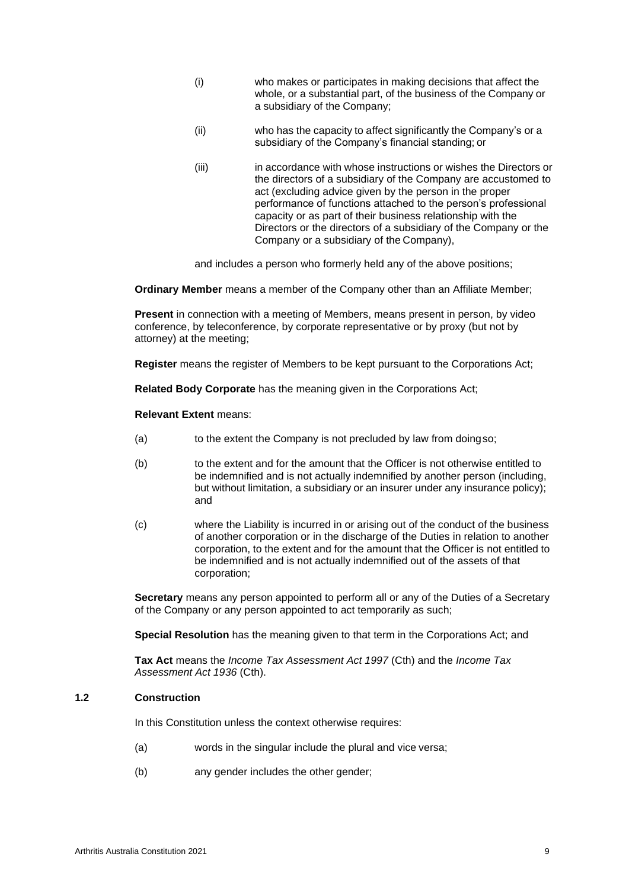(i) who makes or participates in making decisions that affect the whole, or a substantial part, of the business of the Company or a subsidiary of the Company;

(ii) who has the capacity to affect significantly the Company's or a subsidiary of the Company's financial standing; or

(iii) in accordance with whose instructions or wishes the Directors or the directors of a subsidiary of the Company are accustomed to act (excluding advice given by the person in the proper performance of functions attached to the person's professional capacity or as part of their business relationship with the Directors or the directors of a subsidiary of the Company or the Company or a subsidiary of the Company),

and includes a person who formerly held any of the above positions;

**Ordinary Member** means a member of the Company other than an Affiliate Member;

**Present** in connection with a meeting of Members, means present in person, by video conference, by teleconference, by corporate representative or by proxy (but not by attorney) at the meeting;

**Register** means the register of Members to be kept pursuant to the Corporations Act;

**Related Body Corporate** has the meaning given in the Corporations Act;

**Relevant Extent** means:

(a) to the extent the Company is not precluded by law from doing so;

(b) to the extent and for the amount that the Officer is not otherwise entitled to be indemnified and is not actually indemnified by another person (including, but without limitation, a subsidiary or an insurer under any insurance policy); and

(c) where the Liability is incurred in or arising out of the conduct of the business of another corporation or in the discharge of the Duties in relation to another corporation, to the extent and for the amount that the Officer is not entitled to be indemnified and is not actually indemnified out of the assets of that corporation;

**Secretary** means any person appointed to perform all or any of the Duties of a Secretary of the Company or any person appointed to act temporarily as such;

**Special Resolution** has the meaning given to that term in the Corporations Act; and

**Tax Act** means the *Income Tax Assessment Act 1997* (Cth) and the *Income Tax Assessment Act 1936* (Cth).

### 1.2 Construction

In this Constitution unless the context otherwise requires:

(a) words in the singular include the plural and vice versa;

(b) any gender includes the other gender;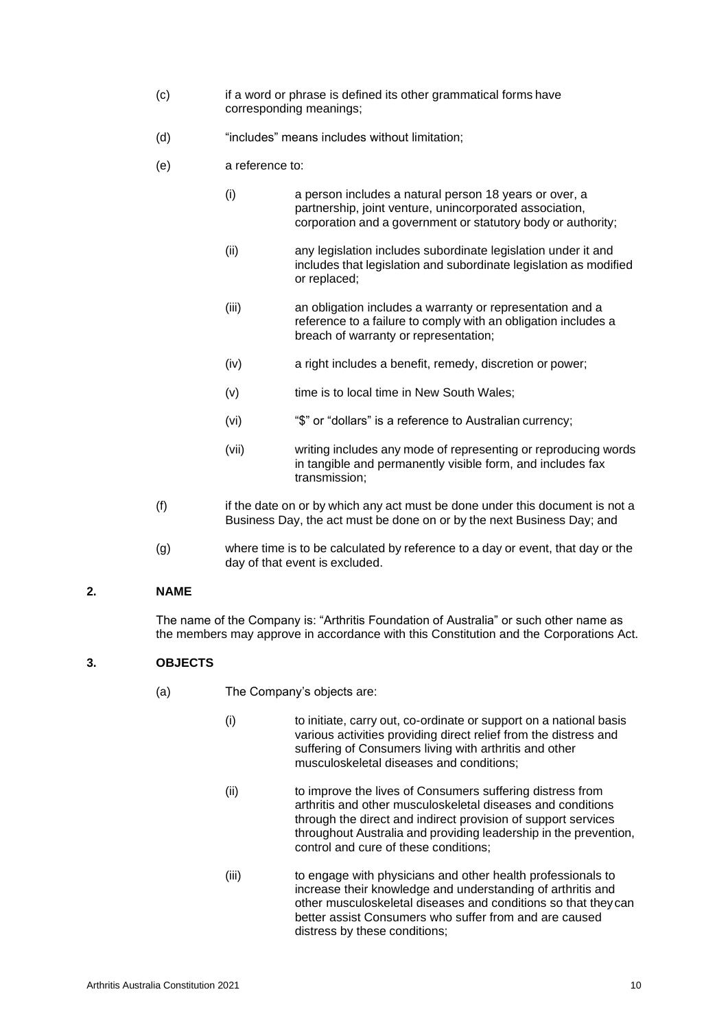(c) if a word or phrase is defined its other grammatical forms have corresponding meanings;

(d) "includes" means includes without limitation;

(e) a reference to:

   (i) a person includes a natural person 18 years or over, a partnership, joint venture, unincorporated association, corporation and a government or statutory body or authority;

   (ii) any legislation includes subordinate legislation under it and includes that legislation and subordinate legislation as modified or replaced;

   (iii) an obligation includes a warranty or representation and a reference to a failure to comply with an obligation includes a breach of warranty or representation;

   (iv) a right includes a benefit, remedy, discretion or power;

   (v) time is to local time in New South Wales;

   (vi) "$" or "dollars" is a reference to Australian currency;

   (vii) writing includes any mode of representing or reproducing words in tangible and permanently visible form, and includes fax transmission;

(f) if the date on or by which any act must be done under this document is not a Business Day, the act must be done on or by the next Business Day; and

(g) where time is to be calculated by reference to a day or event, that day or the day of that event is excluded.

## 2. NAME

The name of the Company is: "Arthritis Foundation of Australia" or such other name as the members may approve in accordance with this Constitution and the Corporations Act.

## 3. OBJECTS

(a) The Company's objects are:

   (i) to initiate, carry out, co-ordinate or support on a national basis various activities providing direct relief from the distress and suffering of Consumers living with arthritis and other musculoskeletal diseases and conditions;

   (ii) to improve the lives of Consumers suffering distress from arthritis and other musculoskeletal diseases and conditions through the direct and indirect provision of support services throughout Australia and providing leadership in the prevention, control and cure of these conditions;

   (iii) to engage with physicians and other health professionals to increase their knowledge and understanding of arthritis and other musculoskeletal diseases and conditions so that they can better assist Consumers who suffer from and are caused distress by these conditions;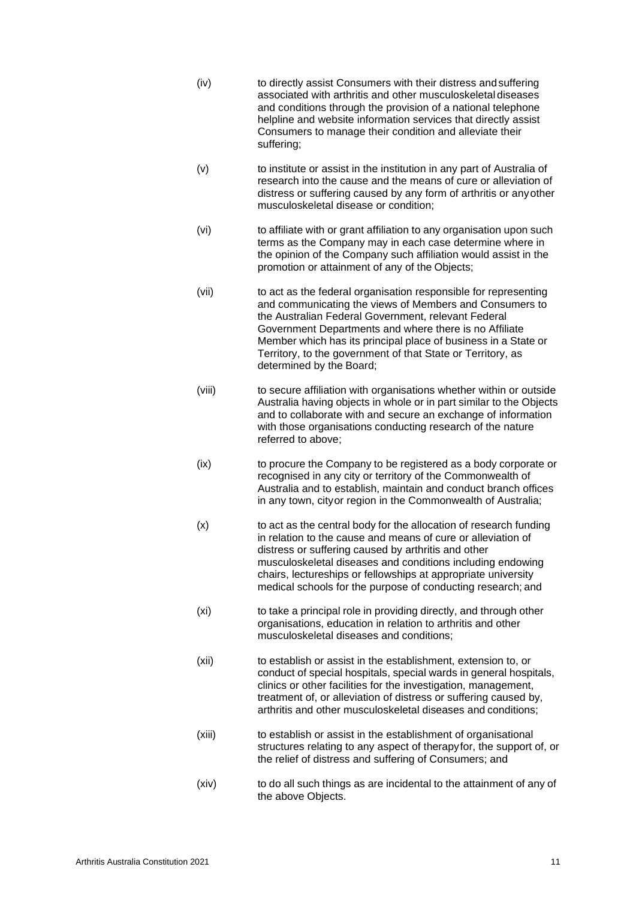(iv) to directly assist Consumers with their distress and suffering associated with arthritis and other musculoskeletal diseases and conditions through the provision of a national telephone helpline and website information services that directly assist Consumers to manage their condition and alleviate their suffering;

(v) to institute or assist in the institution in any part of Australia of research into the cause and the means of cure or alleviation of distress or suffering caused by any form of arthritis or any other musculoskeletal disease or condition;

(vi) to affiliate with or grant affiliation to any organisation upon such terms as the Company may in each case determine where in the opinion of the Company such affiliation would assist in the promotion or attainment of any of the Objects;

(vii) to act as the federal organisation responsible for representing and communicating the views of Members and Consumers to the Australian Federal Government, relevant Federal Government Departments and where there is no Affiliate Member which has its principal place of business in a State or Territory, to the government of that State or Territory, as determined by the Board;

(viii) to secure affiliation with organisations whether within or outside Australia having objects in whole or in part similar to the Objects and to collaborate with and secure an exchange of information with those organisations conducting research of the nature referred to above;

(ix) to procure the Company to be registered as a body corporate or recognised in any city or territory of the Commonwealth of Australia and to establish, maintain and conduct branch offices in any town, city or region in the Commonwealth of Australia;

(x) to act as the central body for the allocation of research funding in relation to the cause and means of cure or alleviation of distress or suffering caused by arthritis and other musculoskeletal diseases and conditions including endowing chairs, lectureships or fellowships at appropriate university medical schools for the purpose of conducting research; and

(xi) to take a principal role in providing directly, and through other organisations, education in relation to arthritis and other musculoskeletal diseases and conditions;

(xii) to establish or assist in the establishment, extension to, or conduct of special hospitals, special wards in general hospitals, clinics or other facilities for the investigation, management, treatment of, or alleviation of distress or suffering caused by, arthritis and other musculoskeletal diseases and conditions;

(xiii) to establish or assist in the establishment of organisational structures relating to any aspect of therapy for, the support of, or the relief of distress and suffering of Consumers; and

(xiv) to do all such things as are incidental to the attainment of any of the above Objects.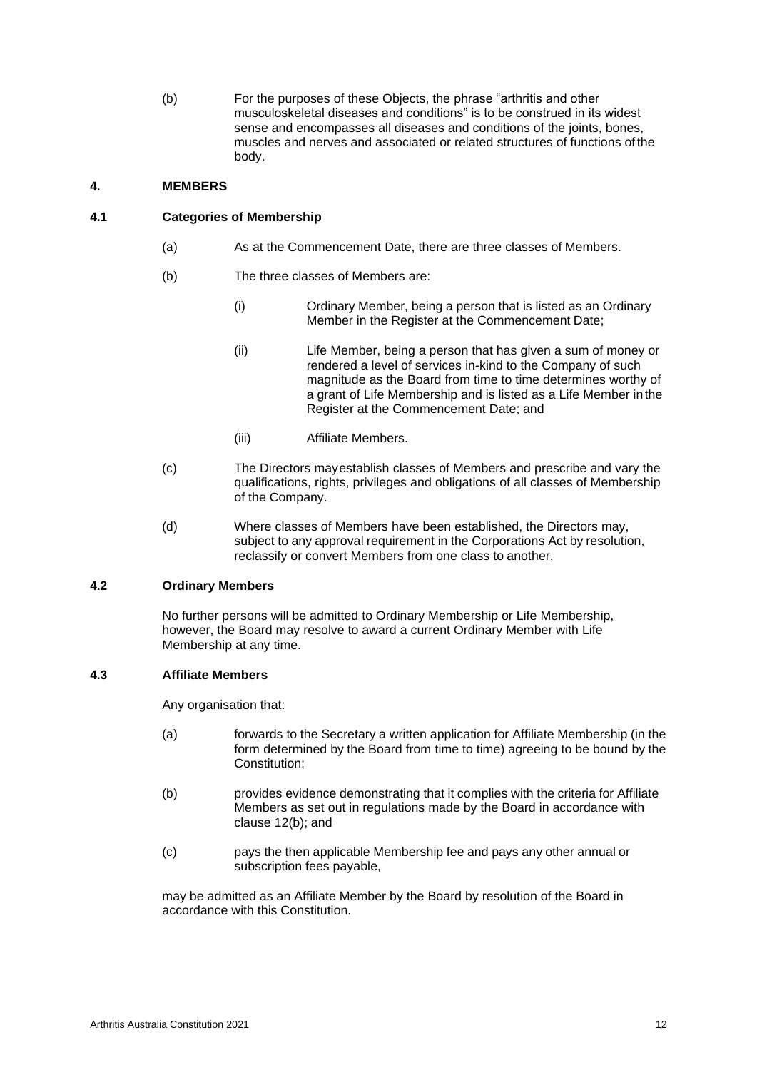(b) For the purposes of these Objects, the phrase "arthritis and other musculoskeletal diseases and conditions" is to be construed in its widest sense and encompasses all diseases and conditions of the joints, bones, muscles and nerves and associated or related structures of functions of the body.

## 4. MEMBERS

### 4.1 Categories of Membership

(a) As at the Commencement Date, there are three classes of Members.

(b) The three classes of Members are:

(i) Ordinary Member, being a person that is listed as an Ordinary Member in the Register at the Commencement Date;

(ii) Life Member, being a person that has given a sum of money or rendered a level of services in-kind to the Company of such magnitude as the Board from time to time determines worthy of a grant of Life Membership and is listed as a Life Member in the Register at the Commencement Date; and

(iii) Affiliate Members.

(c) The Directors may establish classes of Members and prescribe and vary the qualifications, rights, privileges and obligations of all classes of Membership of the Company.

(d) Where classes of Members have been established, the Directors may, subject to any approval requirement in the Corporations Act by resolution, reclassify or convert Members from one class to another.

### 4.2 Ordinary Members

No further persons will be admitted to Ordinary Membership or Life Membership, however, the Board may resolve to award a current Ordinary Member with Life Membership at any time.

### 4.3 Affiliate Members

Any organisation that:

(a) forwards to the Secretary a written application for Affiliate Membership (in the form determined by the Board from time to time) agreeing to be bound by the Constitution;

(b) provides evidence demonstrating that it complies with the criteria for Affiliate Members as set out in regulations made by the Board in accordance with clause 12(b); and

(c) pays the then applicable Membership fee and pays any other annual or subscription fees payable,

may be admitted as an Affiliate Member by the Board by resolution of the Board in accordance with this Constitution.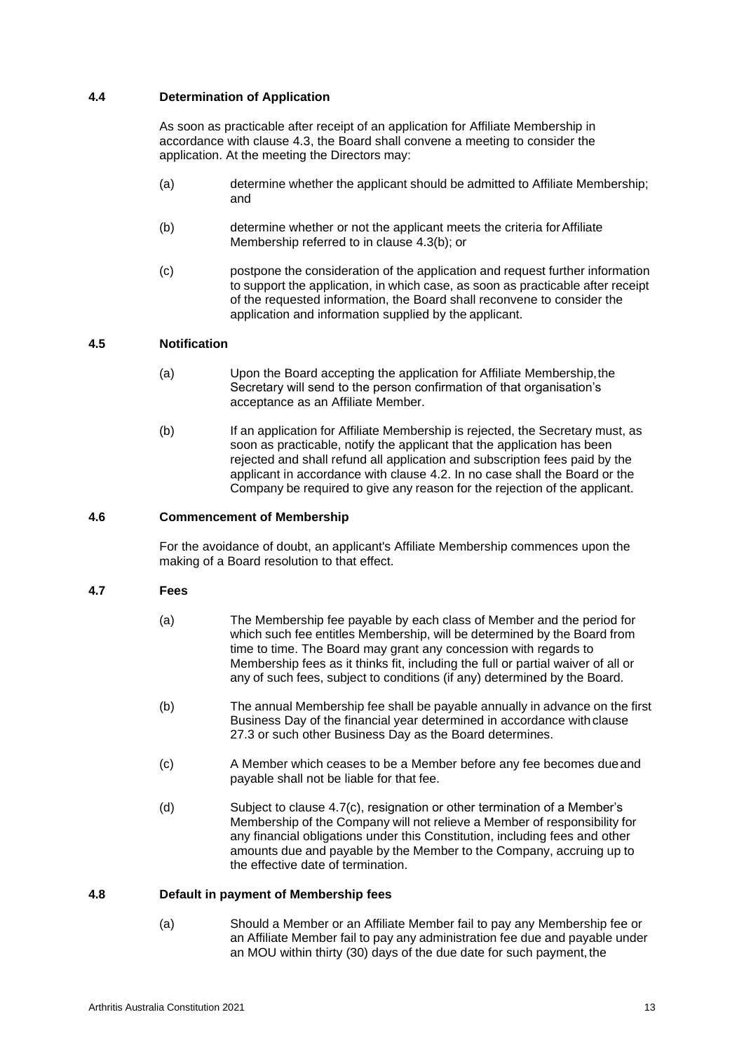### 4.4 Determination of Application

As soon as practicable after receipt of an application for Affiliate Membership in accordance with clause 4.3, the Board shall convene a meeting to consider the application. At the meeting the Directors may:

(a) determine whether the applicant should be admitted to Affiliate Membership; and

(b) determine whether or not the applicant meets the criteria for Affiliate Membership referred to in clause 4.3(b); or

(c) postpone the consideration of the application and request further information to support the application, in which case, as soon as practicable after receipt of the requested information, the Board shall reconvene to consider the application and information supplied by the applicant.

### 4.5 Notification

(a) Upon the Board accepting the application for Affiliate Membership, the Secretary will send to the person confirmation of that organisation's acceptance as an Affiliate Member.

(b) If an application for Affiliate Membership is rejected, the Secretary must, as soon as practicable, notify the applicant that the application has been rejected and shall refund all application and subscription fees paid by the applicant in accordance with clause 4.2. In no case shall the Board or the Company be required to give any reason for the rejection of the applicant.

### 4.6 Commencement of Membership

For the avoidance of doubt, an applicant's Affiliate Membership commences upon the making of a Board resolution to that effect.

### 4.7 Fees

(a) The Membership fee payable by each class of Member and the period for which such fee entitles Membership, will be determined by the Board from time to time. The Board may grant any concession with regards to Membership fees as it thinks fit, including the full or partial waiver of all or any of such fees, subject to conditions (if any) determined by the Board.

(b) The annual Membership fee shall be payable annually in advance on the first Business Day of the financial year determined in accordance with clause 27.3 or such other Business Day as the Board determines.

(c) A Member which ceases to be a Member before any fee becomes due and payable shall not be liable for that fee.

(d) Subject to clause 4.7(c), resignation or other termination of a Member's Membership of the Company will not relieve a Member of responsibility for any financial obligations under this Constitution, including fees and other amounts due and payable by the Member to the Company, accruing up to the effective date of termination.

### 4.8 Default in payment of Membership fees

(a) Should a Member or an Affiliate Member fail to pay any Membership fee or an Affiliate Member fail to pay any administration fee due and payable under an MOU within thirty (30) days of the due date for such payment, the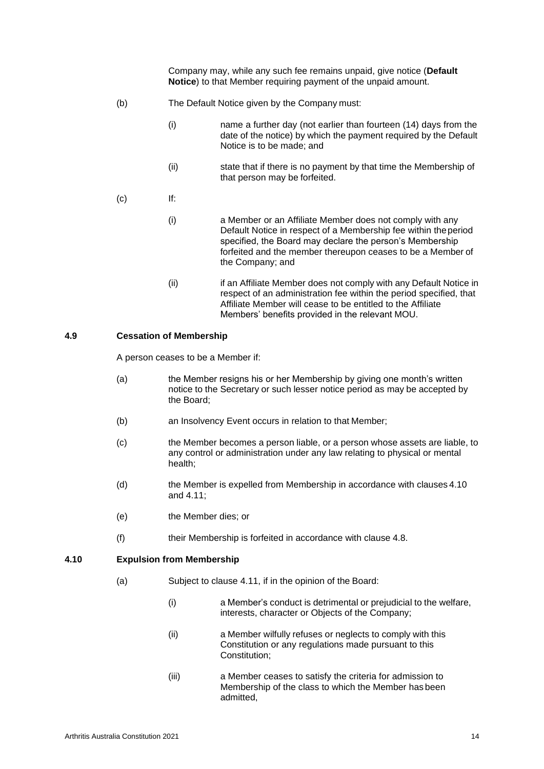Company may, while any such fee remains unpaid, give notice (**Default Notice**) to that Member requiring payment of the unpaid amount.

(b) The Default Notice given by the Company must:

(i) name a further day (not earlier than fourteen (14) days from the date of the notice) by which the payment required by the Default Notice is to be made; and

(ii) state that if there is no payment by that time the Membership of that person may be forfeited.

(c) If:

(i) a Member or an Affiliate Member does not comply with any Default Notice in respect of a Membership fee within the period specified, the Board may declare the person's Membership forfeited and the member thereupon ceases to be a Member of the Company; and

(ii) if an Affiliate Member does not comply with any Default Notice in respect of an administration fee within the period specified, that Affiliate Member will cease to be entitled to the Affiliate Members' benefits provided in the relevant MOU.

### 4.9 Cessation of Membership

A person ceases to be a Member if:

(a) the Member resigns his or her Membership by giving one month's written notice to the Secretary or such lesser notice period as may be accepted by the Board;

(b) an Insolvency Event occurs in relation to that Member;

(c) the Member becomes a person liable, or a person whose assets are liable, to any control or administration under any law relating to physical or mental health;

(d) the Member is expelled from Membership in accordance with clauses 4.10 and 4.11;

(e) the Member dies; or

(f) their Membership is forfeited in accordance with clause 4.8.

### 4.10 Expulsion from Membership

(a) Subject to clause 4.11, if in the opinion of the Board:

(i) a Member's conduct is detrimental or prejudicial to the welfare, interests, character or Objects of the Company;

(ii) a Member wilfully refuses or neglects to comply with this Constitution or any regulations made pursuant to this Constitution;

(iii) a Member ceases to satisfy the criteria for admission to Membership of the class to which the Member has been admitted,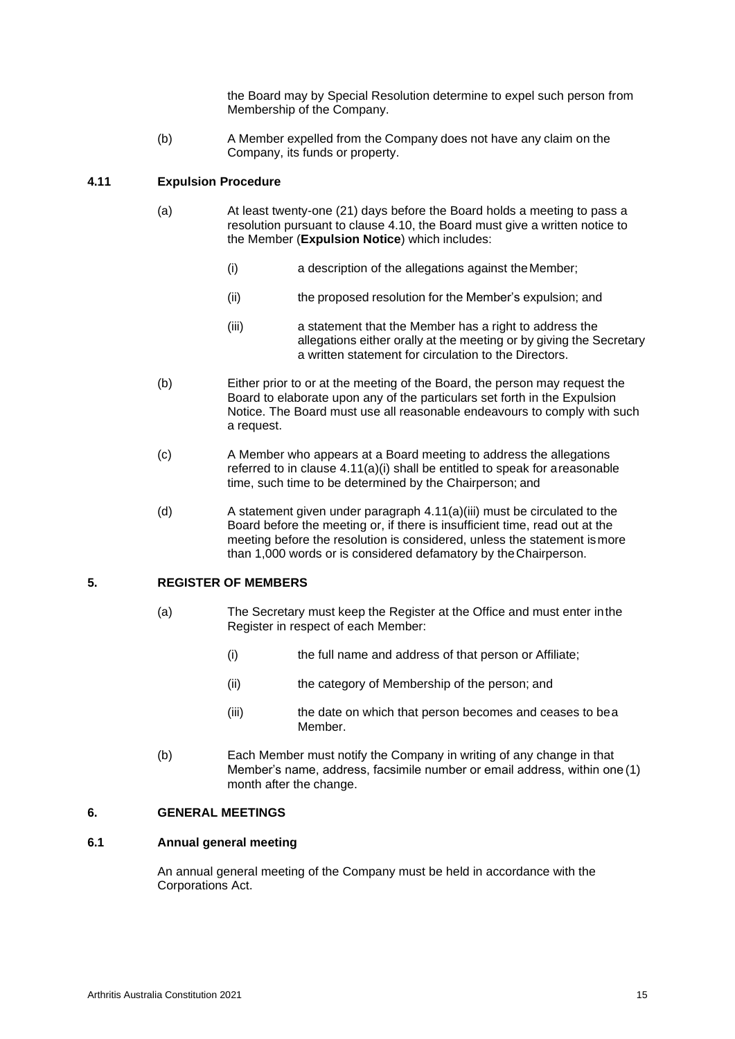the Board may by Special Resolution determine to expel such person from Membership of the Company.

(b) A Member expelled from the Company does not have any claim on the Company, its funds or property.

### 4.11 Expulsion Procedure

(a) At least twenty-one (21) days before the Board holds a meeting to pass a resolution pursuant to clause 4.10, the Board must give a written notice to the Member (**Expulsion Notice**) which includes:

(i) a description of the allegations against the Member;

(ii) the proposed resolution for the Member's expulsion; and

(iii) a statement that the Member has a right to address the allegations either orally at the meeting or by giving the Secretary a written statement for circulation to the Directors.

(b) Either prior to or at the meeting of the Board, the person may request the Board to elaborate upon any of the particulars set forth in the Expulsion Notice. The Board must use all reasonable endeavours to comply with such a request.

(c) A Member who appears at a Board meeting to address the allegations referred to in clause 4.11(a)(i) shall be entitled to speak for a reasonable time, such time to be determined by the Chairperson; and

(d) A statement given under paragraph 4.11(a)(iii) must be circulated to the Board before the meeting or, if there is insufficient time, read out at the meeting before the resolution is considered, unless the statement is more than 1,000 words or is considered defamatory by the Chairperson.

## 5. REGISTER OF MEMBERS

(a) The Secretary must keep the Register at the Office and must enter in the Register in respect of each Member:

(i) the full name and address of that person or Affiliate;

(ii) the category of Membership of the person; and

(iii) the date on which that person becomes and ceases to be a Member.

(b) Each Member must notify the Company in writing of any change in that Member's name, address, facsimile number or email address, within one (1) month after the change.

## 6. GENERAL MEETINGS

### 6.1 Annual general meeting

An annual general meeting of the Company must be held in accordance with the Corporations Act.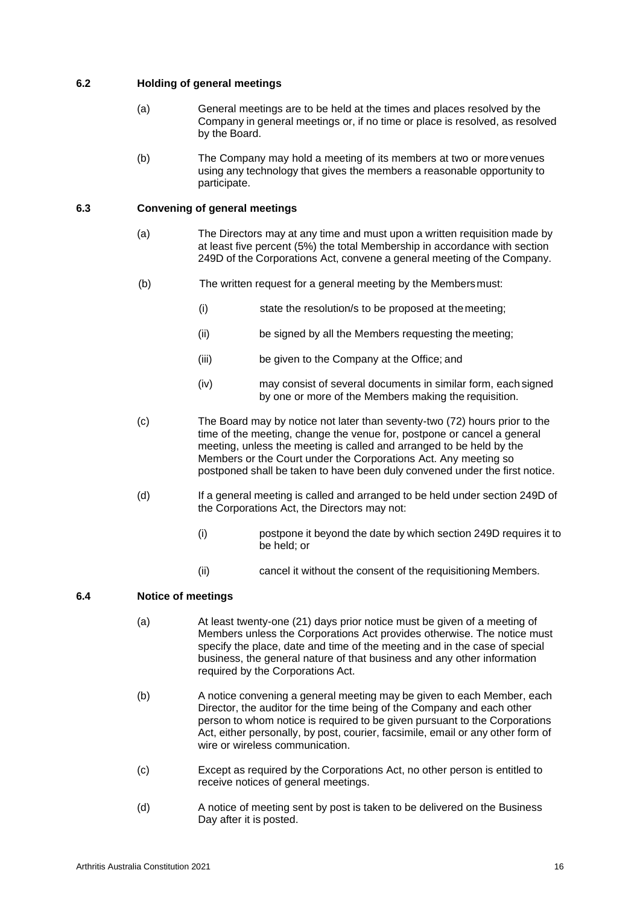### 6.2 Holding of general meetings

(a) General meetings are to be held at the times and places resolved by the Company in general meetings or, if no time or place is resolved, as resolved by the Board.

(b) The Company may hold a meeting of its members at two or more venues using any technology that gives the members a reasonable opportunity to participate.

### 6.3 Convening of general meetings

(a) The Directors may at any time and must upon a written requisition made by at least five percent (5%) the total Membership in accordance with section 249D of the Corporations Act, convene a general meeting of the Company.

(b) The written request for a general meeting by the Members must:

(i) state the resolution/s to be proposed at the meeting;

(ii) be signed by all the Members requesting the meeting;

(iii) be given to the Company at the Office; and

(iv) may consist of several documents in similar form, each signed by one or more of the Members making the requisition.

(c) The Board may by notice not later than seventy-two (72) hours prior to the time of the meeting, change the venue for, postpone or cancel a general meeting, unless the meeting is called and arranged to be held by the Members or the Court under the Corporations Act. Any meeting so postponed shall be taken to have been duly convened under the first notice.

(d) If a general meeting is called and arranged to be held under section 249D of the Corporations Act, the Directors may not:

(i) postpone it beyond the date by which section 249D requires it to be held; or

(ii) cancel it without the consent of the requisitioning Members.

### 6.4 Notice of meetings

(a) At least twenty-one (21) days prior notice must be given of a meeting of Members unless the Corporations Act provides otherwise. The notice must specify the place, date and time of the meeting and in the case of special business, the general nature of that business and any other information required by the Corporations Act.

(b) A notice convening a general meeting may be given to each Member, each Director, the auditor for the time being of the Company and each other person to whom notice is required to be given pursuant to the Corporations Act, either personally, by post, courier, facsimile, email or any other form of wire or wireless communication.

(c) Except as required by the Corporations Act, no other person is entitled to receive notices of general meetings.

(d) A notice of meeting sent by post is taken to be delivered on the Business Day after it is posted.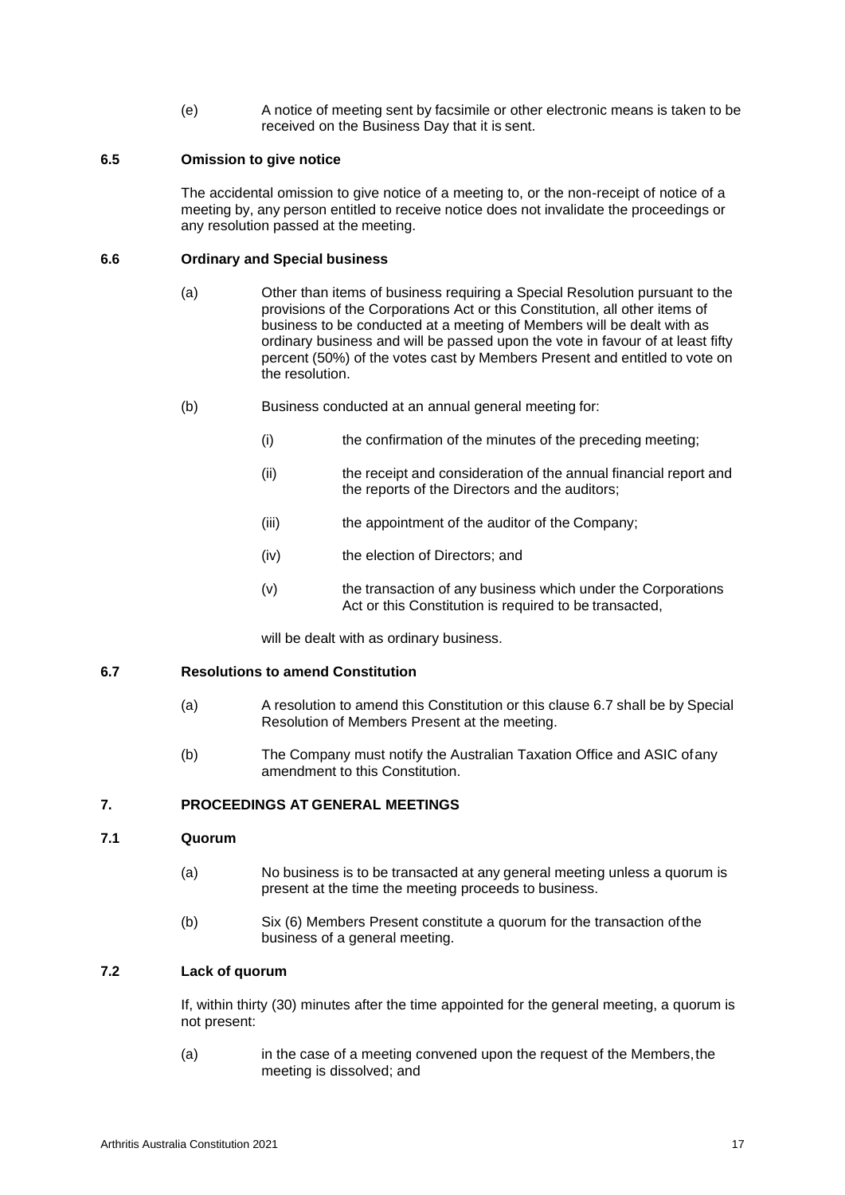(e) A notice of meeting sent by facsimile or other electronic means is taken to be received on the Business Day that it is sent.

### 6.5 Omission to give notice

The accidental omission to give notice of a meeting to, or the non-receipt of notice of a meeting by, any person entitled to receive notice does not invalidate the proceedings or any resolution passed at the meeting.

### 6.6 Ordinary and Special business

(a) Other than items of business requiring a Special Resolution pursuant to the provisions of the Corporations Act or this Constitution, all other items of business to be conducted at a meeting of Members will be dealt with as ordinary business and will be passed upon the vote in favour of at least fifty percent (50%) of the votes cast by Members Present and entitled to vote on the resolution.

(b) Business conducted at an annual general meeting for:

(i) the confirmation of the minutes of the preceding meeting;

(ii) the receipt and consideration of the annual financial report and the reports of the Directors and the auditors;

(iii) the appointment of the auditor of the Company;

(iv) the election of Directors; and

(v) the transaction of any business which under the Corporations Act or this Constitution is required to be transacted,

will be dealt with as ordinary business.

### 6.7 Resolutions to amend Constitution

(a) A resolution to amend this Constitution or this clause 6.7 shall be by Special Resolution of Members Present at the meeting.

(b) The Company must notify the Australian Taxation Office and ASIC of any amendment to this Constitution.

## 7. PROCEEDINGS AT GENERAL MEETINGS

### 7.1 Quorum

(a) No business is to be transacted at any general meeting unless a quorum is present at the time the meeting proceeds to business.

(b) Six (6) Members Present constitute a quorum for the transaction of the business of a general meeting.

### 7.2 Lack of quorum

If, within thirty (30) minutes after the time appointed for the general meeting, a quorum is not present:

(a) in the case of a meeting convened upon the request of the Members, the meeting is dissolved; and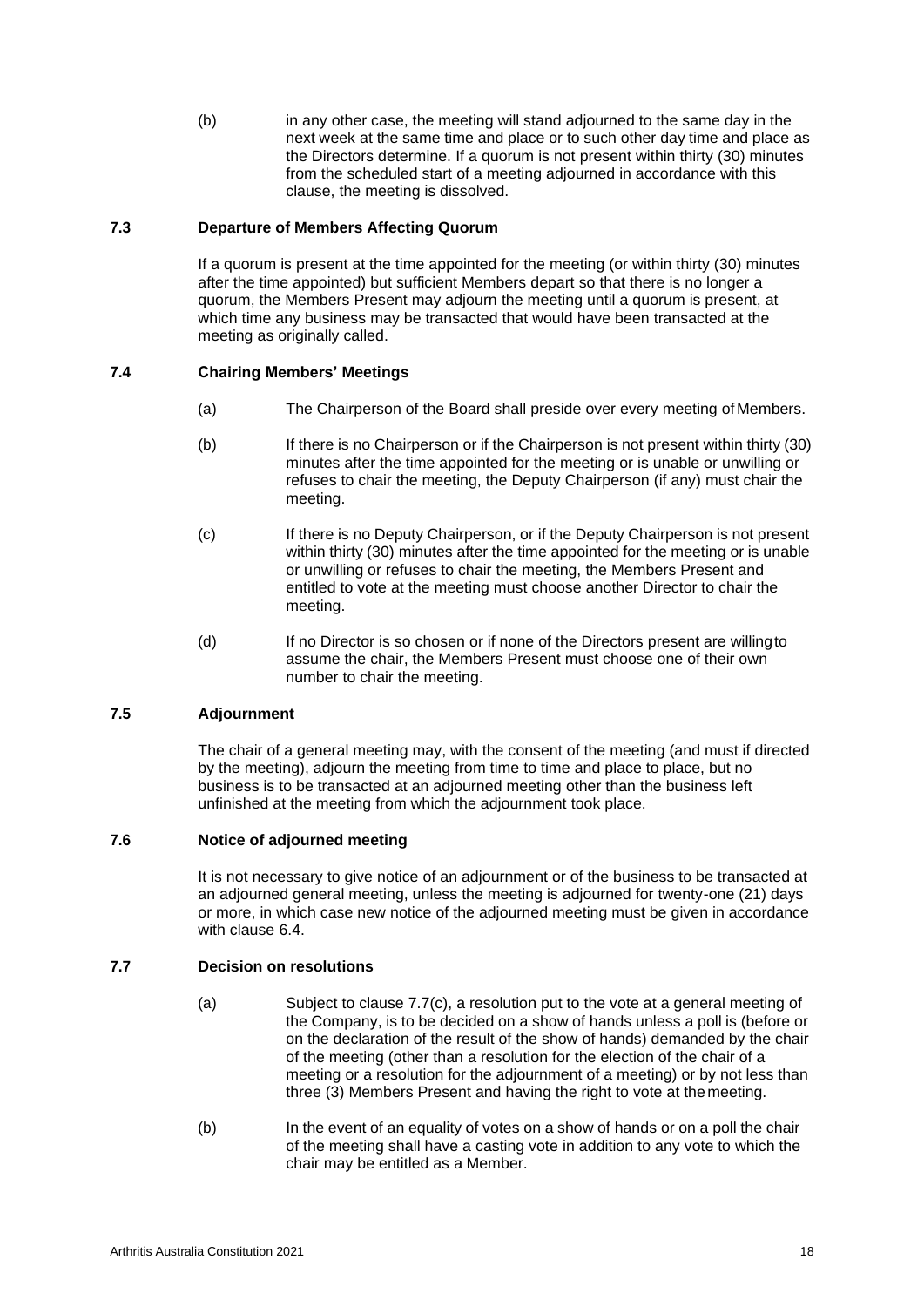(b) in any other case, the meeting will stand adjourned to the same day in the next week at the same time and place or to such other day time and place as the Directors determine. If a quorum is not present within thirty (30) minutes from the scheduled start of a meeting adjourned in accordance with this clause, the meeting is dissolved.

### 7.3 Departure of Members Affecting Quorum

If a quorum is present at the time appointed for the meeting (or within thirty (30) minutes after the time appointed) but sufficient Members depart so that there is no longer a quorum, the Members Present may adjourn the meeting until a quorum is present, at which time any business may be transacted that would have been transacted at the meeting as originally called.

### 7.4 Chairing Members' Meetings

(a) The Chairperson of the Board shall preside over every meeting of Members.

(b) If there is no Chairperson or if the Chairperson is not present within thirty (30) minutes after the time appointed for the meeting or is unable or unwilling or refuses to chair the meeting, the Deputy Chairperson (if any) must chair the meeting.

(c) If there is no Deputy Chairperson, or if the Deputy Chairperson is not present within thirty (30) minutes after the time appointed for the meeting or is unable or unwilling or refuses to chair the meeting, the Members Present and entitled to vote at the meeting must choose another Director to chair the meeting.

(d) If no Director is so chosen or if none of the Directors present are willing to assume the chair, the Members Present must choose one of their own number to chair the meeting.

### 7.5 Adjournment

The chair of a general meeting may, with the consent of the meeting (and must if directed by the meeting), adjourn the meeting from time to time and place to place, but no business is to be transacted at an adjourned meeting other than the business left unfinished at the meeting from which the adjournment took place.

### 7.6 Notice of adjourned meeting

It is not necessary to give notice of an adjournment or of the business to be transacted at an adjourned general meeting, unless the meeting is adjourned for twenty-one (21) days or more, in which case new notice of the adjourned meeting must be given in accordance with clause 6.4.

### 7.7 Decision on resolutions

(a) Subject to clause 7.7(c), a resolution put to the vote at a general meeting of the Company, is to be decided on a show of hands unless a poll is (before or on the declaration of the result of the show of hands) demanded by the chair of the meeting (other than a resolution for the election of the chair of a meeting or a resolution for the adjournment of a meeting) or by not less than three (3) Members Present and having the right to vote at the meeting.

(b) In the event of an equality of votes on a show of hands or on a poll the chair of the meeting shall have a casting vote in addition to any vote to which the chair may be entitled as a Member.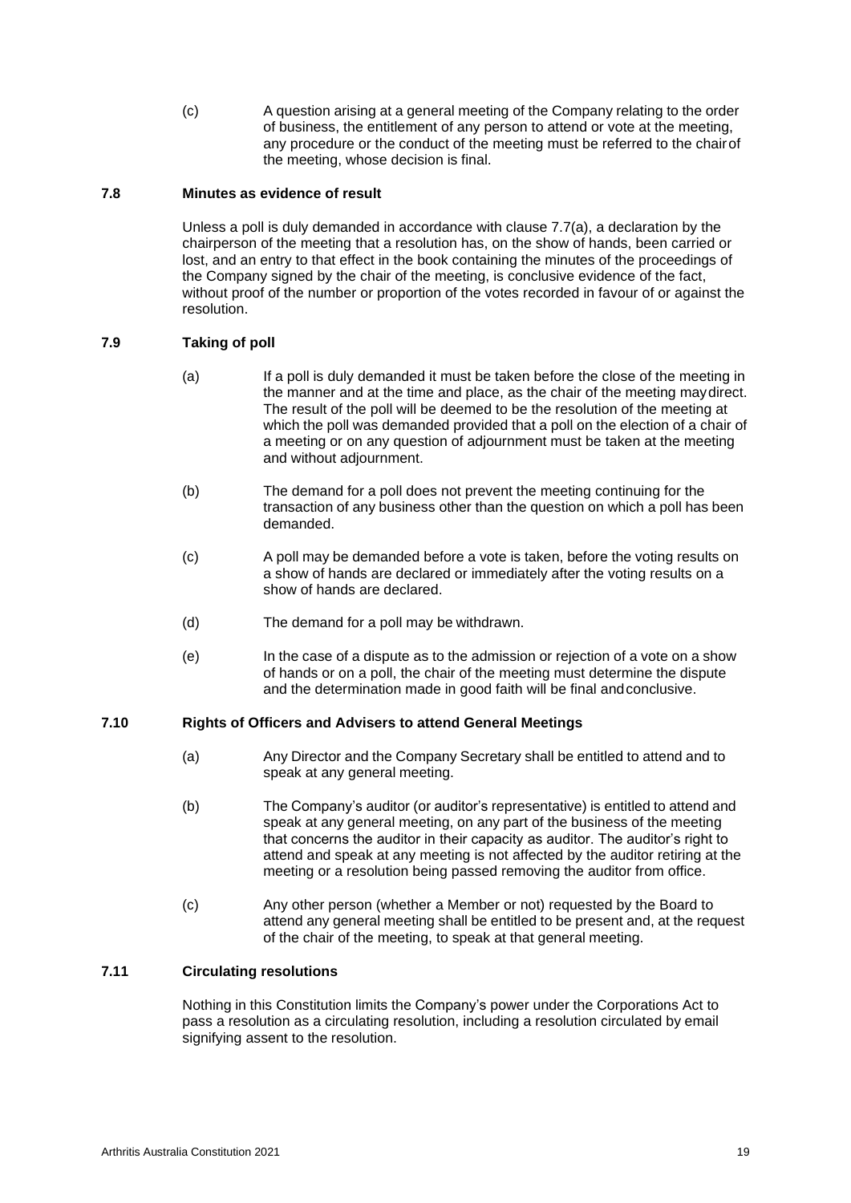(c) A question arising at a general meeting of the Company relating to the order of business, the entitlement of any person to attend or vote at the meeting, any procedure or the conduct of the meeting must be referred to the chair of the meeting, whose decision is final.

### 7.8 Minutes as evidence of result

Unless a poll is duly demanded in accordance with clause 7.7(a), a declaration by the chairperson of the meeting that a resolution has, on the show of hands, been carried or lost, and an entry to that effect in the book containing the minutes of the proceedings of the Company signed by the chair of the meeting, is conclusive evidence of the fact, without proof of the number or proportion of the votes recorded in favour of or against the resolution.

### 7.9 Taking of poll

(a) If a poll is duly demanded it must be taken before the close of the meeting in the manner and at the time and place, as the chair of the meeting may direct. The result of the poll will be deemed to be the resolution of the meeting at which the poll was demanded provided that a poll on the election of a chair of a meeting or on any question of adjournment must be taken at the meeting and without adjournment.

(b) The demand for a poll does not prevent the meeting continuing for the transaction of any business other than the question on which a poll has been demanded.

(c) A poll may be demanded before a vote is taken, before the voting results on a show of hands are declared or immediately after the voting results on a show of hands are declared.

(d) The demand for a poll may be withdrawn.

(e) In the case of a dispute as to the admission or rejection of a vote on a show of hands or on a poll, the chair of the meeting must determine the dispute and the determination made in good faith will be final and conclusive.

### 7.10 Rights of Officers and Advisers to attend General Meetings

(a) Any Director and the Company Secretary shall be entitled to attend and to speak at any general meeting.

(b) The Company's auditor (or auditor's representative) is entitled to attend and speak at any general meeting, on any part of the business of the meeting that concerns the auditor in their capacity as auditor. The auditor's right to attend and speak at any meeting is not affected by the auditor retiring at the meeting or a resolution being passed removing the auditor from office.

(c) Any other person (whether a Member or not) requested by the Board to attend any general meeting shall be entitled to be present and, at the request of the chair of the meeting, to speak at that general meeting.

### 7.11 Circulating resolutions

Nothing in this Constitution limits the Company's power under the Corporations Act to pass a resolution as a circulating resolution, including a resolution circulated by email signifying assent to the resolution.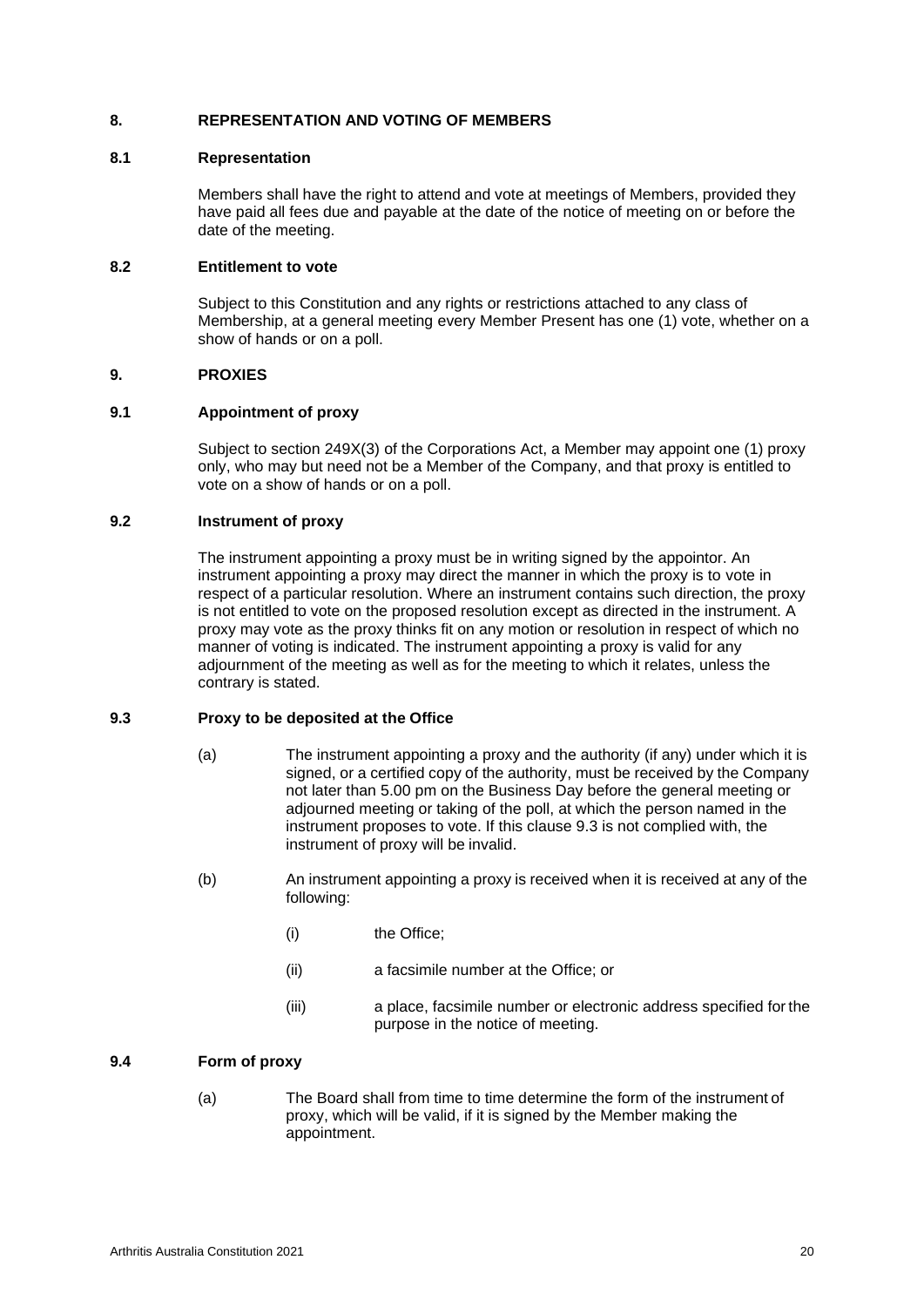## 8. REPRESENTATION AND VOTING OF MEMBERS

### 8.1 Representation

Members shall have the right to attend and vote at meetings of Members, provided they have paid all fees due and payable at the date of the notice of meeting on or before the date of the meeting.

### 8.2 Entitlement to vote

Subject to this Constitution and any rights or restrictions attached to any class of Membership, at a general meeting every Member Present has one (1) vote, whether on a show of hands or on a poll.

## 9. PROXIES

### 9.1 Appointment of proxy

Subject to section 249X(3) of the Corporations Act, a Member may appoint one (1) proxy only, who may but need not be a Member of the Company, and that proxy is entitled to vote on a show of hands or on a poll.

### 9.2 Instrument of proxy

The instrument appointing a proxy must be in writing signed by the appointor. An instrument appointing a proxy may direct the manner in which the proxy is to vote in respect of a particular resolution. Where an instrument contains such direction, the proxy is not entitled to vote on the proposed resolution except as directed in the instrument. A proxy may vote as the proxy thinks fit on any motion or resolution in respect of which no manner of voting is indicated. The instrument appointing a proxy is valid for any adjournment of the meeting as well as for the meeting to which it relates, unless the contrary is stated.

### 9.3 Proxy to be deposited at the Office

(a) The instrument appointing a proxy and the authority (if any) under which it is signed, or a certified copy of the authority, must be received by the Company not later than 5.00 pm on the Business Day before the general meeting or adjourned meeting or taking of the poll, at which the person named in the instrument proposes to vote. If this clause 9.3 is not complied with, the instrument of proxy will be invalid.

(b) An instrument appointing a proxy is received when it is received at any of the following:

(i) the Office;

(ii) a facsimile number at the Office; or

(iii) a place, facsimile number or electronic address specified for the purpose in the notice of meeting.

### 9.4 Form of proxy

(a) The Board shall from time to time determine the form of the instrument of proxy, which will be valid, if it is signed by the Member making the appointment.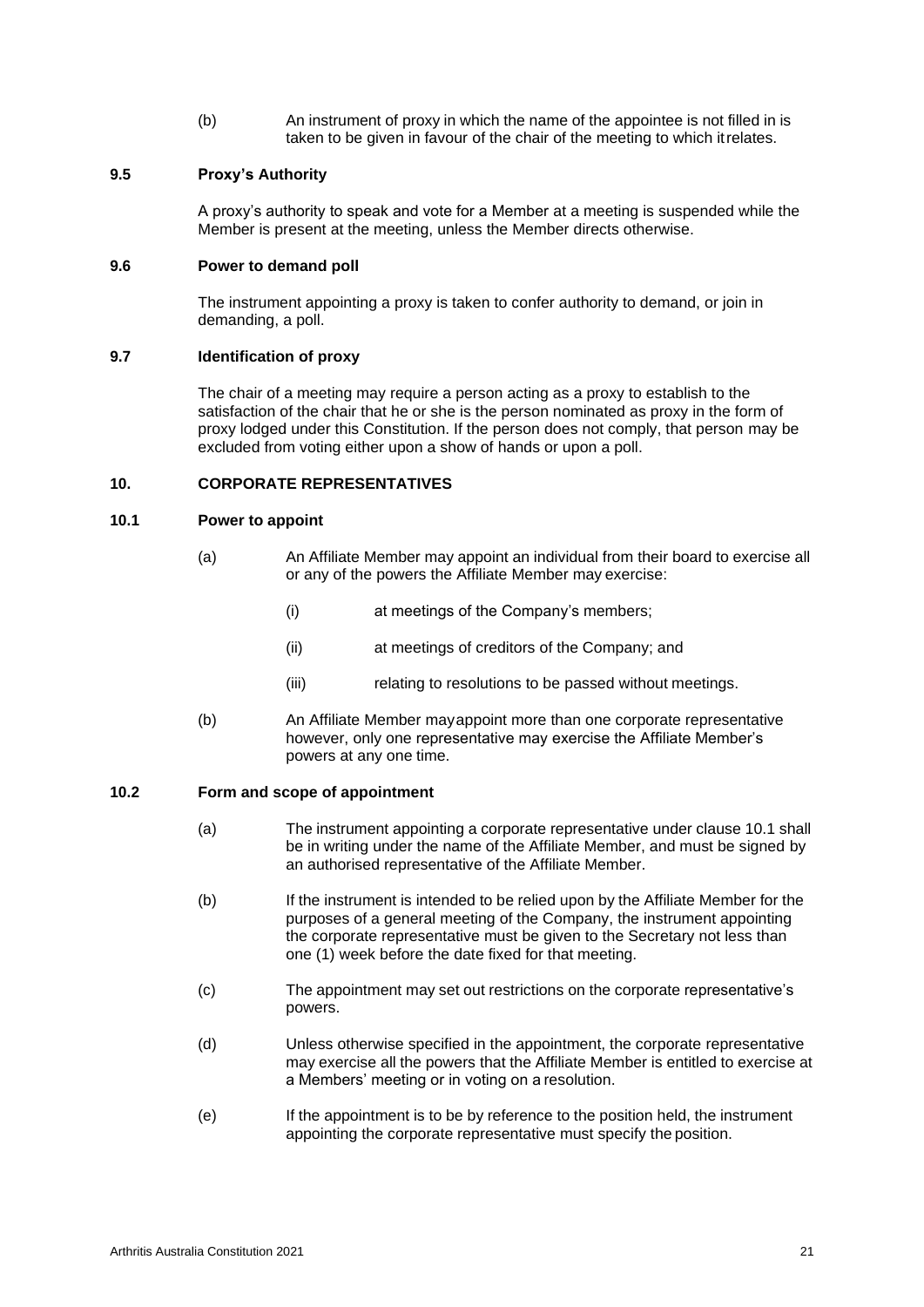(b) An instrument of proxy in which the name of the appointee is not filled in is taken to be given in favour of the chair of the meeting to which it relates.

### 9.5 Proxy's Authority

A proxy's authority to speak and vote for a Member at a meeting is suspended while the Member is present at the meeting, unless the Member directs otherwise.

### 9.6 Power to demand poll

The instrument appointing a proxy is taken to confer authority to demand, or join in demanding, a poll.

### 9.7 Identification of proxy

The chair of a meeting may require a person acting as a proxy to establish to the satisfaction of the chair that he or she is the person nominated as proxy in the form of proxy lodged under this Constitution. If the person does not comply, that person may be excluded from voting either upon a show of hands or upon a poll.

## 10. CORPORATE REPRESENTATIVES

### 10.1 Power to appoint

(a) An Affiliate Member may appoint an individual from their board to exercise all or any of the powers the Affiliate Member may exercise:

(i) at meetings of the Company's members;

(ii) at meetings of creditors of the Company; and

(iii) relating to resolutions to be passed without meetings.

(b) An Affiliate Member may appoint more than one corporate representative however, only one representative may exercise the Affiliate Member's powers at any one time.

### 10.2 Form and scope of appointment

(a) The instrument appointing a corporate representative under clause 10.1 shall be in writing under the name of the Affiliate Member, and must be signed by an authorised representative of the Affiliate Member.

(b) If the instrument is intended to be relied upon by the Affiliate Member for the purposes of a general meeting of the Company, the instrument appointing the corporate representative must be given to the Secretary not less than one (1) week before the date fixed for that meeting.

(c) The appointment may set out restrictions on the corporate representative's powers.

(d) Unless otherwise specified in the appointment, the corporate representative may exercise all the powers that the Affiliate Member is entitled to exercise at a Members' meeting or in voting on a resolution.

(e) If the appointment is to be by reference to the position held, the instrument appointing the corporate representative must specify the position.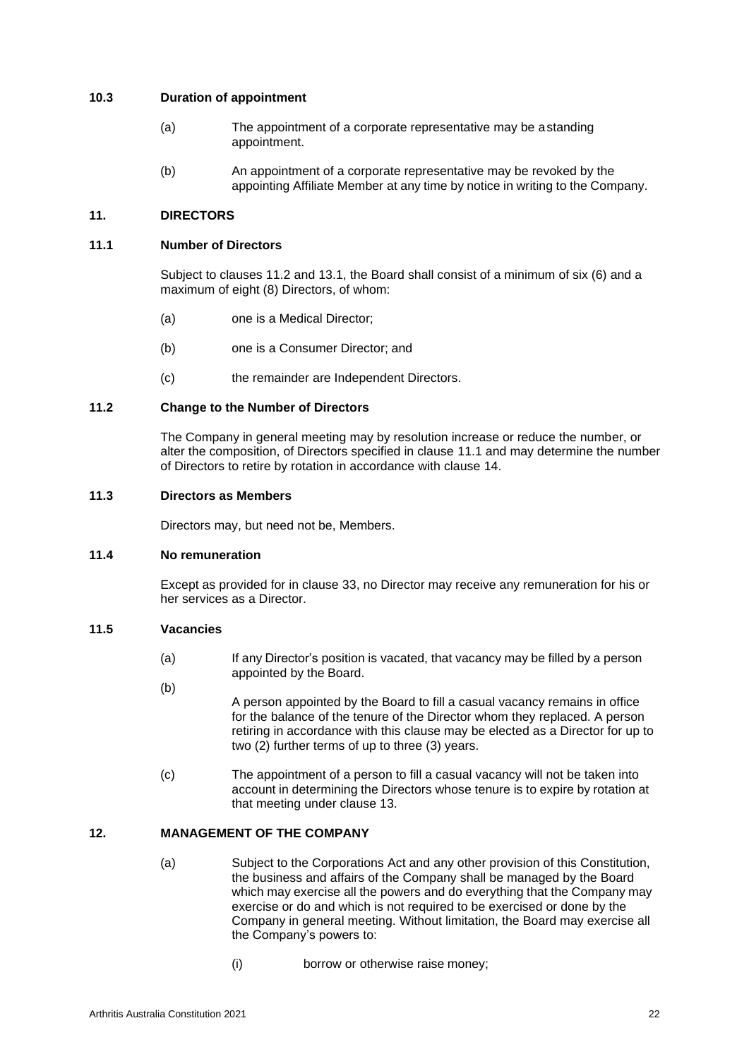### 10.3 Duration of appointment

(a) The appointment of a corporate representative may be a standing appointment.

(b) An appointment of a corporate representative may be revoked by the appointing Affiliate Member at any time by notice in writing to the Company.

## 11. DIRECTORS

### 11.1 Number of Directors

Subject to clauses 11.2 and 13.1, the Board shall consist of a minimum of six (6) and a maximum of eight (8) Directors, of whom:

(a) one is a Medical Director;

(b) one is a Consumer Director; and

(c) the remainder are Independent Directors.

### 11.2 Change to the Number of Directors

The Company in general meeting may by resolution increase or reduce the number, or alter the composition, of Directors specified in clause 11.1 and may determine the number of Directors to retire by rotation in accordance with clause 14.

### 11.3 Directors as Members

Directors may, but need not be, Members.

### 11.4 No remuneration

Except as provided for in clause 33, no Director may receive any remuneration for his or her services as a Director.

### 11.5 Vacancies

(a) If any Director's position is vacated, that vacancy may be filled by a person appointed by the Board.

(b) A person appointed by the Board to fill a casual vacancy remains in office for the balance of the tenure of the Director whom they replaced. A person retiring in accordance with this clause may be elected as a Director for up to two (2) further terms of up to three (3) years.

(c) The appointment of a person to fill a casual vacancy will not be taken into account in determining the Directors whose tenure is to expire by rotation at that meeting under clause 13.

## 12. MANAGEMENT OF THE COMPANY

(a) Subject to the Corporations Act and any other provision of this Constitution, the business and affairs of the Company shall be managed by the Board which may exercise all the powers and do everything that the Company may exercise or do and which is not required to be exercised or done by the Company in general meeting. Without limitation, the Board may exercise all the Company's powers to:

(i) borrow or otherwise raise money;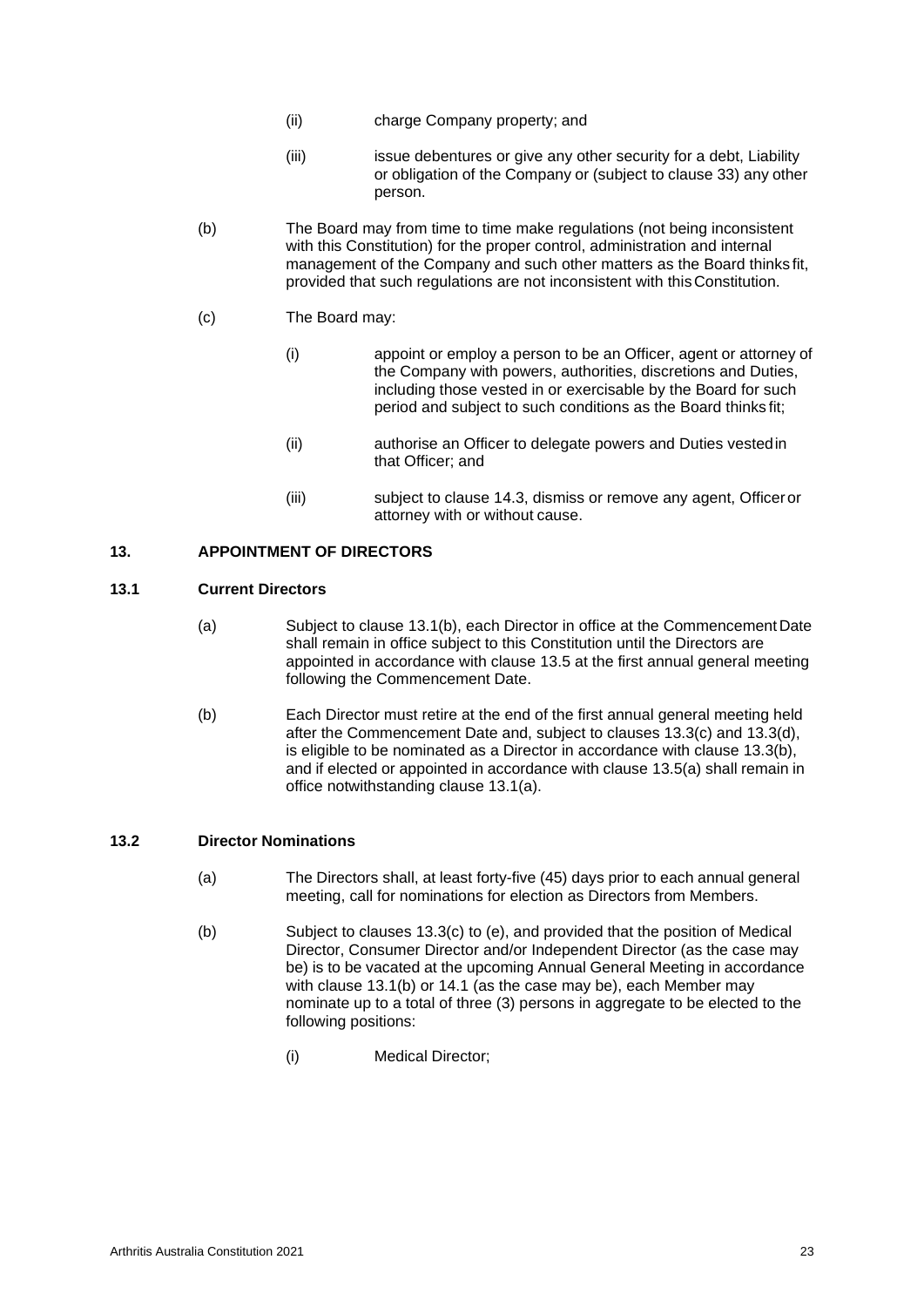(ii) charge Company property; and

(iii) issue debentures or give any other security for a debt, Liability or obligation of the Company or (subject to clause 33) any other person.

(b) The Board may from time to time make regulations (not being inconsistent with this Constitution) for the proper control, administration and internal management of the Company and such other matters as the Board thinks fit, provided that such regulations are not inconsistent with this Constitution.

(c) The Board may:

(i) appoint or employ a person to be an Officer, agent or attorney of the Company with powers, authorities, discretions and Duties, including those vested in or exercisable by the Board for such period and subject to such conditions as the Board thinks fit;

(ii) authorise an Officer to delegate powers and Duties vested in that Officer; and

(iii) subject to clause 14.3, dismiss or remove any agent, Officer or attorney with or without cause.

## 13. APPOINTMENT OF DIRECTORS

### 13.1 Current Directors

(a) Subject to clause 13.1(b), each Director in office at the Commencement Date shall remain in office subject to this Constitution until the Directors are appointed in accordance with clause 13.5 at the first annual general meeting following the Commencement Date.

(b) Each Director must retire at the end of the first annual general meeting held after the Commencement Date and, subject to clauses 13.3(c) and 13.3(d), is eligible to be nominated as a Director in accordance with clause 13.3(b), and if elected or appointed in accordance with clause 13.5(a) shall remain in office notwithstanding clause 13.1(a).

### 13.2 Director Nominations

(a) The Directors shall, at least forty-five (45) days prior to each annual general meeting, call for nominations for election as Directors from Members.

(b) Subject to clauses 13.3(c) to (e), and provided that the position of Medical Director, Consumer Director and/or Independent Director (as the case may be) is to be vacated at the upcoming Annual General Meeting in accordance with clause 13.1(b) or 14.1 (as the case may be), each Member may nominate up to a total of three (3) persons in aggregate to be elected to the following positions:

(i) Medical Director;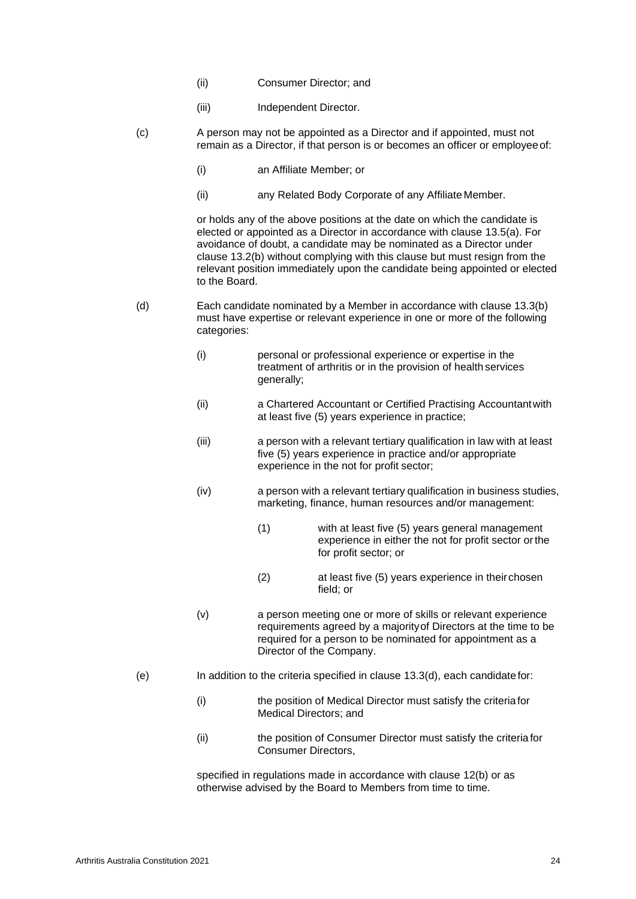(ii) Consumer Director; and

(iii) Independent Director.

(c) A person may not be appointed as a Director and if appointed, must not remain as a Director, if that person is or becomes an officer or employee of:

(i) an Affiliate Member; or

(ii) any Related Body Corporate of any Affiliate Member.

or holds any of the above positions at the date on which the candidate is elected or appointed as a Director in accordance with clause 13.5(a). For avoidance of doubt, a candidate may be nominated as a Director under clause 13.2(b) without complying with this clause but must resign from the relevant position immediately upon the candidate being appointed or elected to the Board.

(d) Each candidate nominated by a Member in accordance with clause 13.3(b) must have expertise or relevant experience in one or more of the following categories:

(i) personal or professional experience or expertise in the treatment of arthritis or in the provision of health services generally;

(ii) a Chartered Accountant or Certified Practising Accountant with at least five (5) years experience in practice;

(iii) a person with a relevant tertiary qualification in law with at least five (5) years experience in practice and/or appropriate experience in the not for profit sector;

(iv) a person with a relevant tertiary qualification in business studies, marketing, finance, human resources and/or management:

(1) with at least five (5) years general management experience in either the not for profit sector or the for profit sector; or

(2) at least five (5) years experience in their chosen field; or

(v) a person meeting one or more of skills or relevant experience requirements agreed by a majority of Directors at the time to be required for a person to be nominated for appointment as a Director of the Company.

(e) In addition to the criteria specified in clause 13.3(d), each candidate for:

(i) the position of Medical Director must satisfy the criteria for Medical Directors; and

(ii) the position of Consumer Director must satisfy the criteria for Consumer Directors,

specified in regulations made in accordance with clause 12(b) or as otherwise advised by the Board to Members from time to time.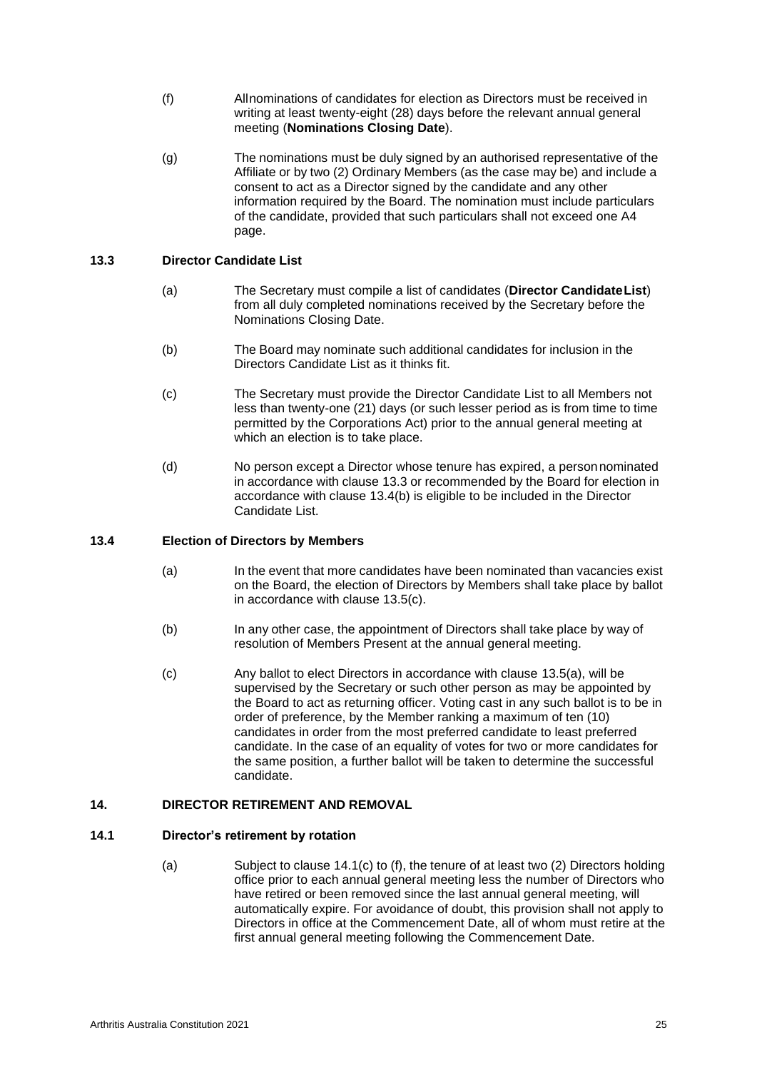(f) All nominations of candidates for election as Directors must be received in writing at least twenty-eight (28) days before the relevant annual general meeting (**Nominations Closing Date**).

(g) The nominations must be duly signed by an authorised representative of the Affiliate or by two (2) Ordinary Members (as the case may be) and include a consent to act as a Director signed by the candidate and any other information required by the Board. The nomination must include particulars of the candidate, provided that such particulars shall not exceed one A4 page.

### 13.3 Director Candidate List

(a) The Secretary must compile a list of candidates (**Director Candidate List**) from all duly completed nominations received by the Secretary before the Nominations Closing Date.

(b) The Board may nominate such additional candidates for inclusion in the Directors Candidate List as it thinks fit.

(c) The Secretary must provide the Director Candidate List to all Members not less than twenty-one (21) days (or such lesser period as is from time to time permitted by the Corporations Act) prior to the annual general meeting at which an election is to take place.

(d) No person except a Director whose tenure has expired, a person nominated in accordance with clause 13.3 or recommended by the Board for election in accordance with clause 13.4(b) is eligible to be included in the Director Candidate List.

### 13.4 Election of Directors by Members

(a) In the event that more candidates have been nominated than vacancies exist on the Board, the election of Directors by Members shall take place by ballot in accordance with clause 13.5(c).

(b) In any other case, the appointment of Directors shall take place by way of resolution of Members Present at the annual general meeting.

(c) Any ballot to elect Directors in accordance with clause 13.5(a), will be supervised by the Secretary or such other person as may be appointed by the Board to act as returning officer. Voting cast in any such ballot is to be in order of preference, by the Member ranking a maximum of ten (10) candidates in order from the most preferred candidate to least preferred candidate. In the case of an equality of votes for two or more candidates for the same position, a further ballot will be taken to determine the successful candidate.

## 14. DIRECTOR RETIREMENT AND REMOVAL

### 14.1 Director's retirement by rotation

(a) Subject to clause 14.1(c) to (f), the tenure of at least two (2) Directors holding office prior to each annual general meeting less the number of Directors who have retired or been removed since the last annual general meeting, will automatically expire. For avoidance of doubt, this provision shall not apply to Directors in office at the Commencement Date, all of whom must retire at the first annual general meeting following the Commencement Date.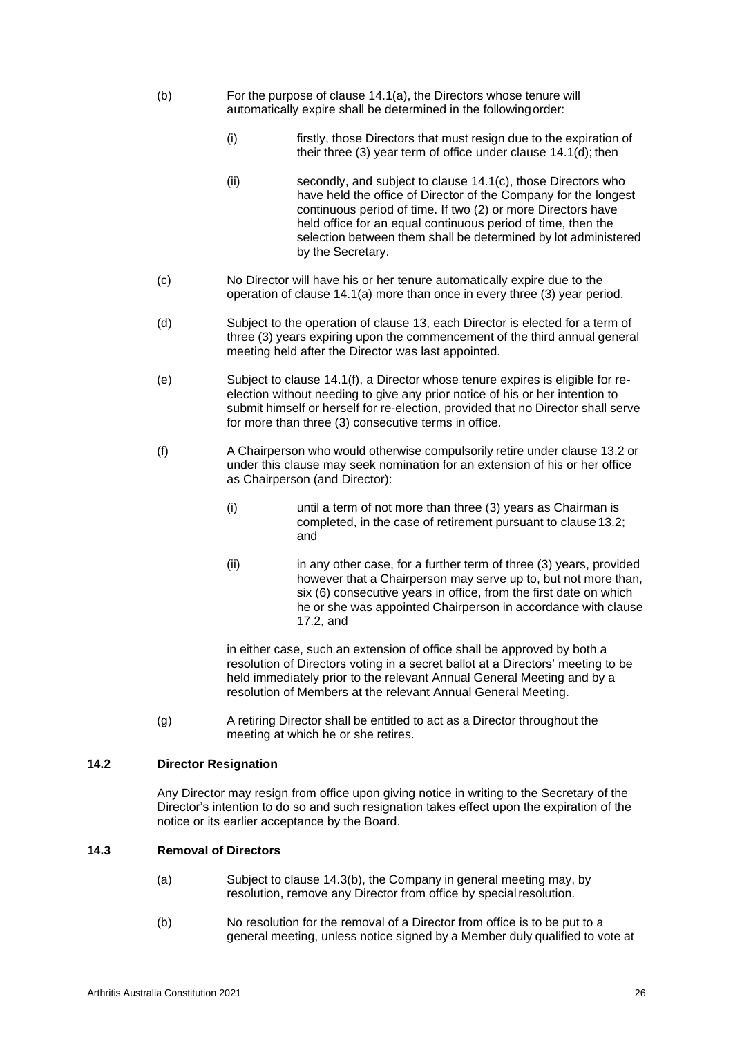(b) For the purpose of clause 14.1(a), the Directors whose tenure will automatically expire shall be determined in the following order:

   (i) firstly, those Directors that must resign due to the expiration of their three (3) year term of office under clause 14.1(d); then

   (ii) secondly, and subject to clause 14.1(c), those Directors who have held the office of Director of the Company for the longest continuous period of time. If two (2) or more Directors have held office for an equal continuous period of time, then the selection between them shall be determined by lot administered by the Secretary.

(c) No Director will have his or her tenure automatically expire due to the operation of clause 14.1(a) more than once in every three (3) year period.

(d) Subject to the operation of clause 13, each Director is elected for a term of three (3) years expiring upon the commencement of the third annual general meeting held after the Director was last appointed.

(e) Subject to clause 14.1(f), a Director whose tenure expires is eligible for re-election without needing to give any prior notice of his or her intention to submit himself or herself for re-election, provided that no Director shall serve for more than three (3) consecutive terms in office.

(f) A Chairperson who would otherwise compulsorily retire under clause 13.2 or under this clause may seek nomination for an extension of his or her office as Chairperson (and Director):

   (i) until a term of not more than three (3) years as Chairman is completed, in the case of retirement pursuant to clause 13.2; and

   (ii) in any other case, for a further term of three (3) years, provided however that a Chairperson may serve up to, but not more than, six (6) consecutive years in office, from the first date on which he or she was appointed Chairperson in accordance with clause 17.2, and

   in either case, such an extension of office shall be approved by both a resolution of Directors voting in a secret ballot at a Directors' meeting to be held immediately prior to the relevant Annual General Meeting and by a resolution of Members at the relevant Annual General Meeting.

(g) A retiring Director shall be entitled to act as a Director throughout the meeting at which he or she retires.

### 14.2 Director Resignation

Any Director may resign from office upon giving notice in writing to the Secretary of the Director's intention to do so and such resignation takes effect upon the expiration of the notice or its earlier acceptance by the Board.

### 14.3 Removal of Directors

(a) Subject to clause 14.3(b), the Company in general meeting may, by resolution, remove any Director from office by special resolution.

(b) No resolution for the removal of a Director from office is to be put to a general meeting, unless notice signed by a Member duly qualified to vote at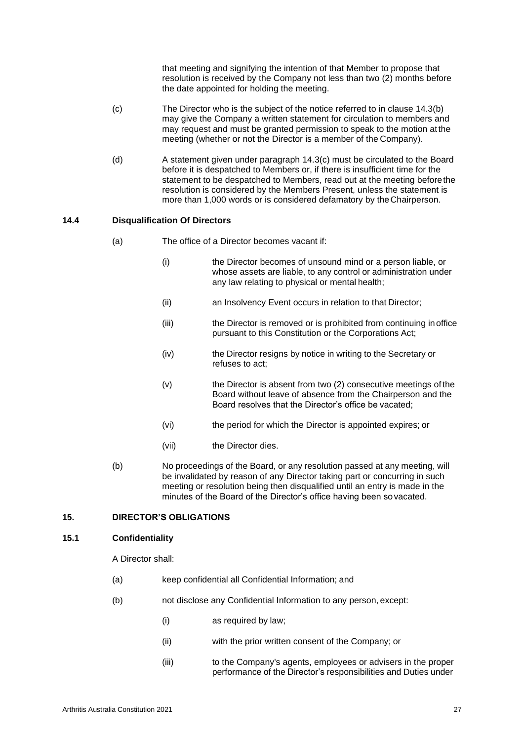that meeting and signifying the intention of that Member to propose that resolution is received by the Company not less than two (2) months before the date appointed for holding the meeting.

(c) The Director who is the subject of the notice referred to in clause 14.3(b) may give the Company a written statement for circulation to members and may request and must be granted permission to speak to the motion at the meeting (whether or not the Director is a member of the Company).

(d) A statement given under paragraph 14.3(c) must be circulated to the Board before it is despatched to Members or, if there is insufficient time for the statement to be despatched to Members, read out at the meeting before the resolution is considered by the Members Present, unless the statement is more than 1,000 words or is considered defamatory by the Chairperson.

### 14.4 Disqualification Of Directors

(a) The office of a Director becomes vacant if:

- (i) the Director becomes of unsound mind or a person liable, or whose assets are liable, to any control or administration under any law relating to physical or mental health;
- (ii) an Insolvency Event occurs in relation to that Director;
- (iii) the Director is removed or is prohibited from continuing in office pursuant to this Constitution or the Corporations Act;
- (iv) the Director resigns by notice in writing to the Secretary or refuses to act;
- (v) the Director is absent from two (2) consecutive meetings of the Board without leave of absence from the Chairperson and the Board resolves that the Director's office be vacated;
- (vi) the period for which the Director is appointed expires; or
- (vii) the Director dies.

(b) No proceedings of the Board, or any resolution passed at any meeting, will be invalidated by reason of any Director taking part or concurring in such meeting or resolution being then disqualified until an entry is made in the minutes of the Board of the Director's office having been so vacated.

## 15. DIRECTOR'S OBLIGATIONS

### 15.1 Confidentiality

A Director shall:

(a) keep confidential all Confidential Information; and

(b) not disclose any Confidential Information to any person, except:

- (i) as required by law;
- (ii) with the prior written consent of the Company; or
- (iii) to the Company's agents, employees or advisers in the proper performance of the Director's responsibilities and Duties under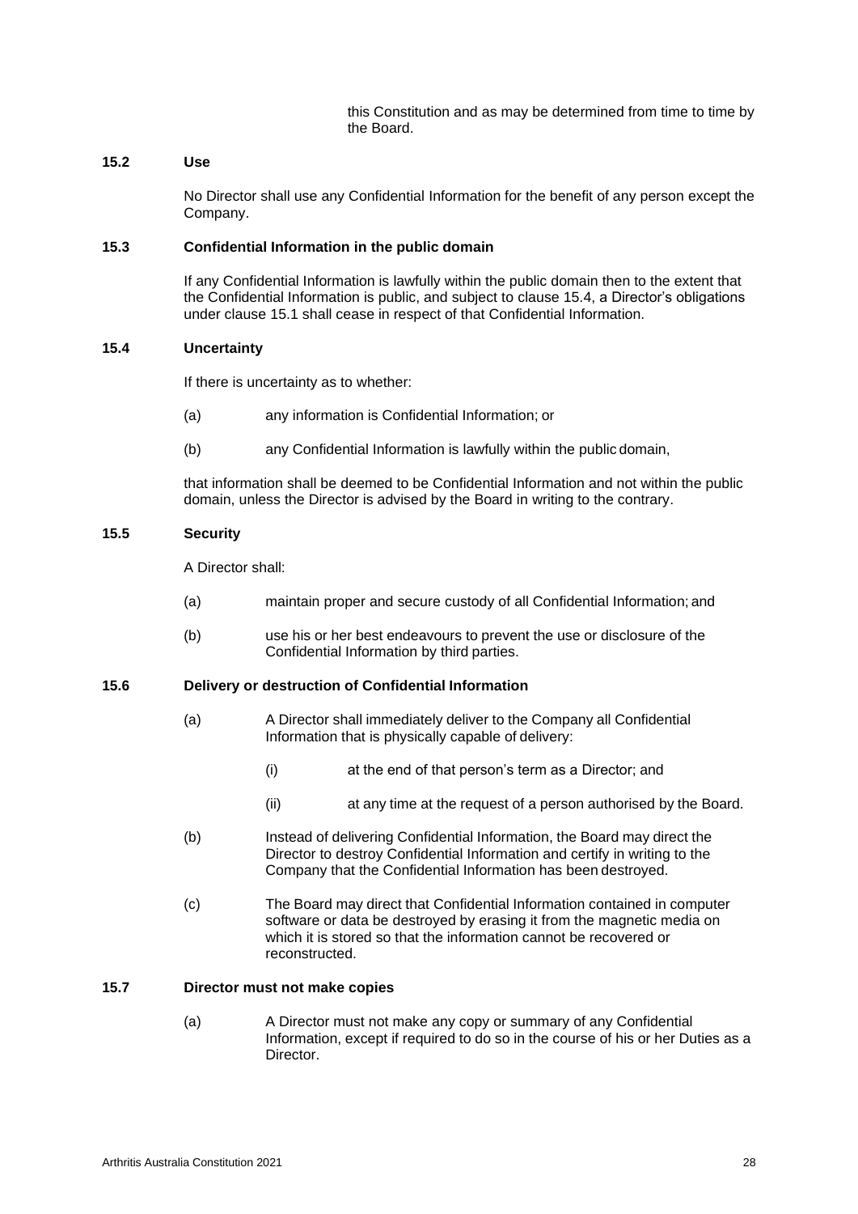this Constitution and as may be determined from time to time by the Board.

### 15.2 Use

No Director shall use any Confidential Information for the benefit of any person except the Company.

### 15.3 Confidential Information in the public domain

If any Confidential Information is lawfully within the public domain then to the extent that the Confidential Information is public, and subject to clause 15.4, a Director's obligations under clause 15.1 shall cease in respect of that Confidential Information.

### 15.4 Uncertainty

If there is uncertainty as to whether:

(a) any information is Confidential Information; or

(b) any Confidential Information is lawfully within the public domain,

that information shall be deemed to be Confidential Information and not within the public domain, unless the Director is advised by the Board in writing to the contrary.

### 15.5 Security

A Director shall:

(a) maintain proper and secure custody of all Confidential Information; and

(b) use his or her best endeavours to prevent the use or disclosure of the Confidential Information by third parties.

### 15.6 Delivery or destruction of Confidential Information

(a) A Director shall immediately deliver to the Company all Confidential Information that is physically capable of delivery:

(i) at the end of that person's term as a Director; and

(ii) at any time at the request of a person authorised by the Board.

(b) Instead of delivering Confidential Information, the Board may direct the Director to destroy Confidential Information and certify in writing to the Company that the Confidential Information has been destroyed.

(c) The Board may direct that Confidential Information contained in computer software or data be destroyed by erasing it from the magnetic media on which it is stored so that the information cannot be recovered or reconstructed.

### 15.7 Director must not make copies

(a) A Director must not make any copy or summary of any Confidential Information, except if required to do so in the course of his or her Duties as a Director.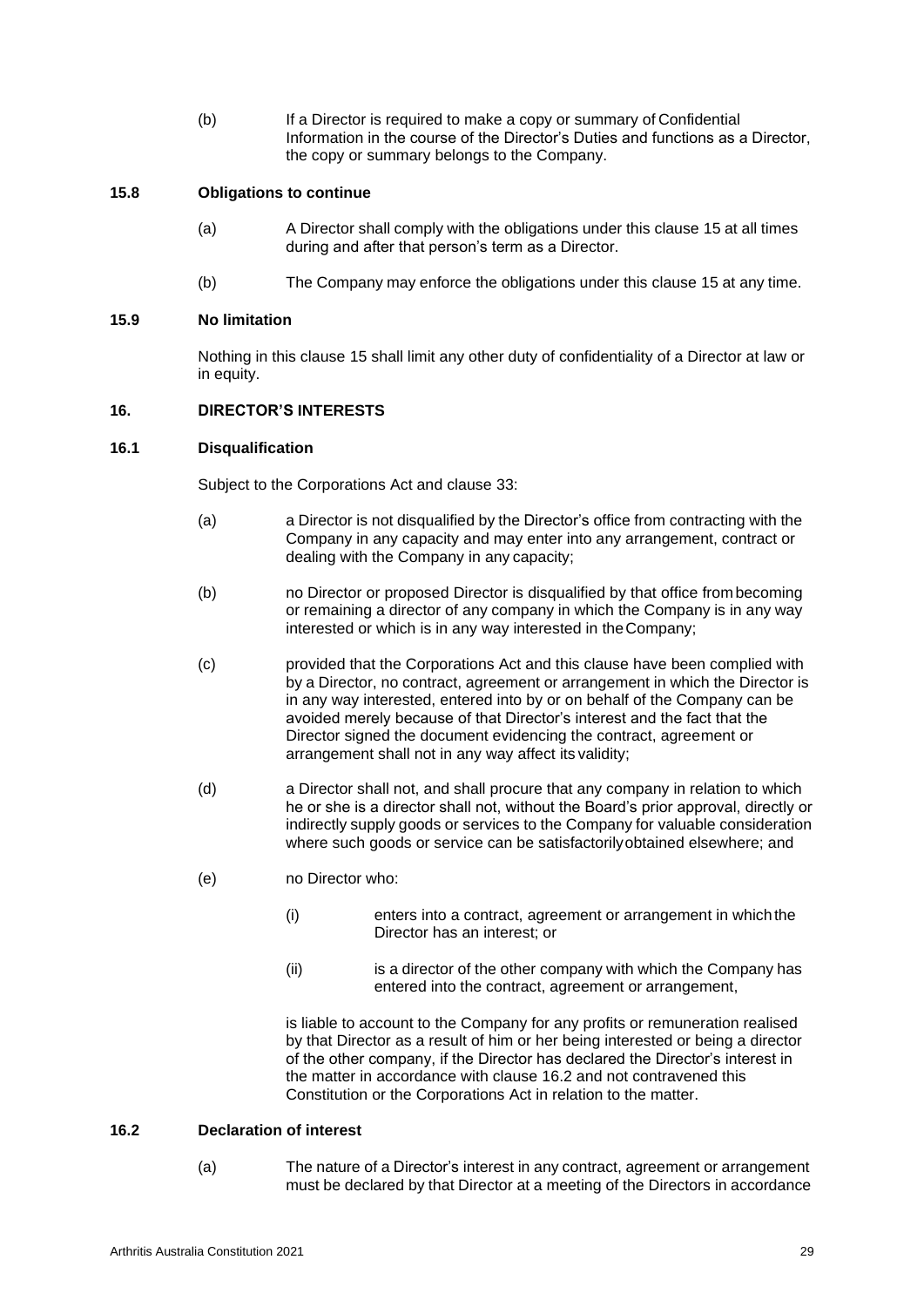(b) If a Director is required to make a copy or summary of Confidential Information in the course of the Director's Duties and functions as a Director, the copy or summary belongs to the Company.

### 15.8 Obligations to continue

(a) A Director shall comply with the obligations under this clause 15 at all times during and after that person's term as a Director.

(b) The Company may enforce the obligations under this clause 15 at any time.

### 15.9 No limitation

Nothing in this clause 15 shall limit any other duty of confidentiality of a Director at law or in equity.

## 16. DIRECTOR'S INTERESTS

### 16.1 Disqualification

Subject to the Corporations Act and clause 33:

(a) a Director is not disqualified by the Director's office from contracting with the Company in any capacity and may enter into any arrangement, contract or dealing with the Company in any capacity;

(b) no Director or proposed Director is disqualified by that office from becoming or remaining a director of any company in which the Company is in any way interested or which is in any way interested in the Company;

(c) provided that the Corporations Act and this clause have been complied with by a Director, no contract, agreement or arrangement in which the Director is in any way interested, entered into by or on behalf of the Company can be avoided merely because of that Director's interest and the fact that the Director signed the document evidencing the contract, agreement or arrangement shall not in any way affect its validity;

(d) a Director shall not, and shall procure that any company in relation to which he or she is a director shall not, without the Board's prior approval, directly or indirectly supply goods or services to the Company for valuable consideration where such goods or service can be satisfactorily obtained elsewhere; and

(e) no Director who:

  (i) enters into a contract, agreement or arrangement in which the Director has an interest; or

  (ii) is a director of the other company with which the Company has entered into the contract, agreement or arrangement,

is liable to account to the Company for any profits or remuneration realised by that Director as a result of him or her being interested or being a director of the other company, if the Director has declared the Director's interest in the matter in accordance with clause 16.2 and not contravened this Constitution or the Corporations Act in relation to the matter.

### 16.2 Declaration of interest

(a) The nature of a Director's interest in any contract, agreement or arrangement must be declared by that Director at a meeting of the Directors in accordance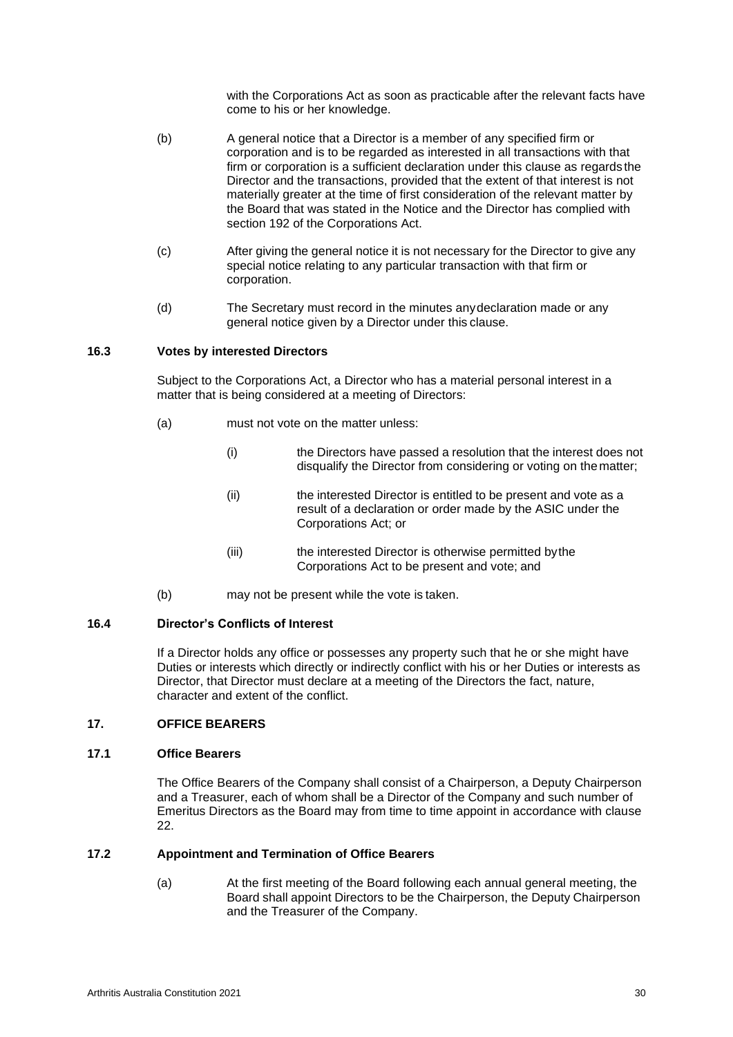with the Corporations Act as soon as practicable after the relevant facts have come to his or her knowledge.

(b) A general notice that a Director is a member of any specified firm or corporation and is to be regarded as interested in all transactions with that firm or corporation is a sufficient declaration under this clause as regards the Director and the transactions, provided that the extent of that interest is not materially greater at the time of first consideration of the relevant matter by the Board that was stated in the Notice and the Director has complied with section 192 of the Corporations Act.

(c) After giving the general notice it is not necessary for the Director to give any special notice relating to any particular transaction with that firm or corporation.

(d) The Secretary must record in the minutes any declaration made or any general notice given by a Director under this clause.

### 16.3 Votes by interested Directors

Subject to the Corporations Act, a Director who has a material personal interest in a matter that is being considered at a meeting of Directors:

(a) must not vote on the matter unless:

  (i) the Directors have passed a resolution that the interest does not disqualify the Director from considering or voting on the matter;

  (ii) the interested Director is entitled to be present and vote as a result of a declaration or order made by the ASIC under the Corporations Act; or

  (iii) the interested Director is otherwise permitted by the Corporations Act to be present and vote; and

(b) may not be present while the vote is taken.

### 16.4 Director's Conflicts of Interest

If a Director holds any office or possesses any property such that he or she might have Duties or interests which directly or indirectly conflict with his or her Duties or interests as Director, that Director must declare at a meeting of the Directors the fact, nature, character and extent of the conflict.

## 17. OFFICE BEARERS

### 17.1 Office Bearers

The Office Bearers of the Company shall consist of a Chairperson, a Deputy Chairperson and a Treasurer, each of whom shall be a Director of the Company and such number of Emeritus Directors as the Board may from time to time appoint in accordance with clause 22.

### 17.2 Appointment and Termination of Office Bearers

(a) At the first meeting of the Board following each annual general meeting, the Board shall appoint Directors to be the Chairperson, the Deputy Chairperson and the Treasurer of the Company.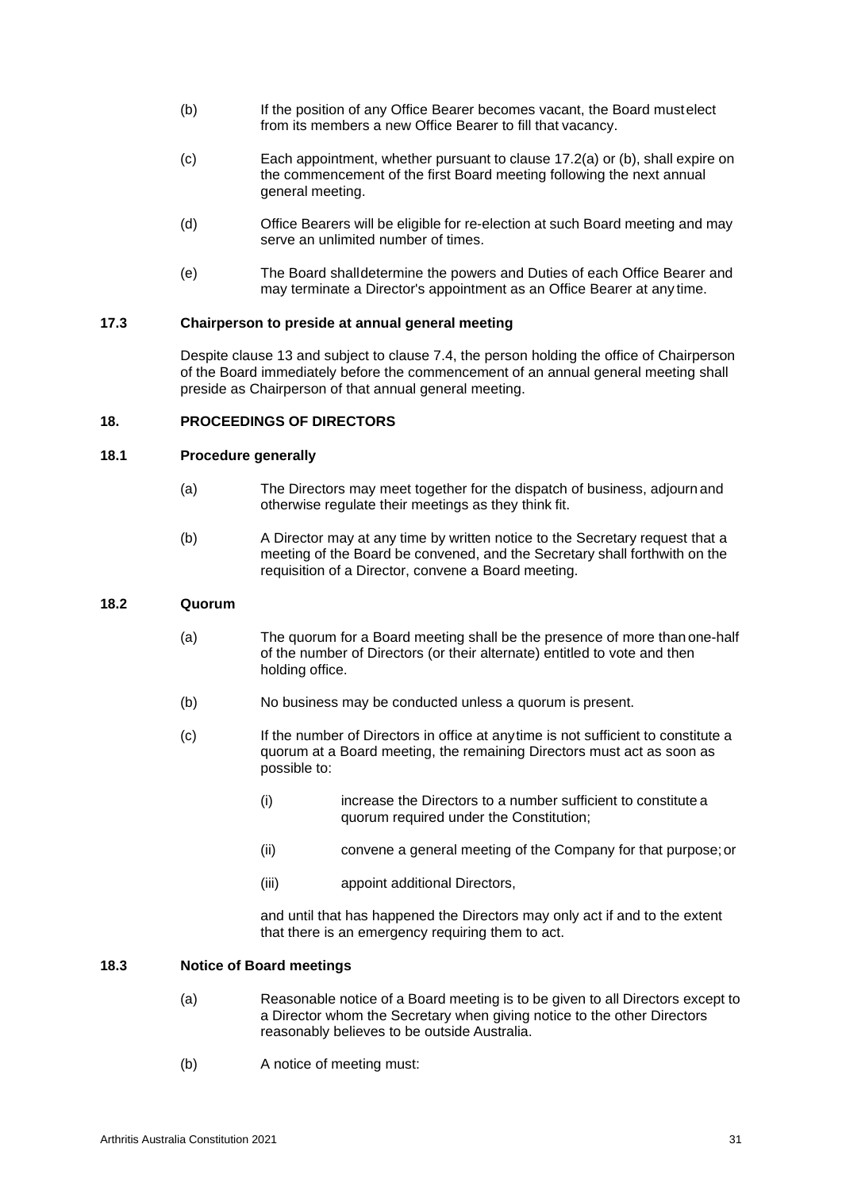(b) If the position of any Office Bearer becomes vacant, the Board must elect from its members a new Office Bearer to fill that vacancy.

(c) Each appointment, whether pursuant to clause 17.2(a) or (b), shall expire on the commencement of the first Board meeting following the next annual general meeting.

(d) Office Bearers will be eligible for re-election at such Board meeting and may serve an unlimited number of times.

(e) The Board shall determine the powers and Duties of each Office Bearer and may terminate a Director's appointment as an Office Bearer at any time.

### 17.3 Chairperson to preside at annual general meeting

Despite clause 13 and subject to clause 7.4, the person holding the office of Chairperson of the Board immediately before the commencement of an annual general meeting shall preside as Chairperson of that annual general meeting.

## 18. PROCEEDINGS OF DIRECTORS

### 18.1 Procedure generally

(a) The Directors may meet together for the dispatch of business, adjourn and otherwise regulate their meetings as they think fit.

(b) A Director may at any time by written notice to the Secretary request that a meeting of the Board be convened, and the Secretary shall forthwith on the requisition of a Director, convene a Board meeting.

### 18.2 Quorum

(a) The quorum for a Board meeting shall be the presence of more than one-half of the number of Directors (or their alternate) entitled to vote and then holding office.

(b) No business may be conducted unless a quorum is present.

(c) If the number of Directors in office at any time is not sufficient to constitute a quorum at a Board meeting, the remaining Directors must act as soon as possible to:

(i) increase the Directors to a number sufficient to constitute a quorum required under the Constitution;

(ii) convene a general meeting of the Company for that purpose; or

(iii) appoint additional Directors,

and until that has happened the Directors may only act if and to the extent that there is an emergency requiring them to act.

### 18.3 Notice of Board meetings

(a) Reasonable notice of a Board meeting is to be given to all Directors except to a Director whom the Secretary when giving notice to the other Directors reasonably believes to be outside Australia.

(b) A notice of meeting must: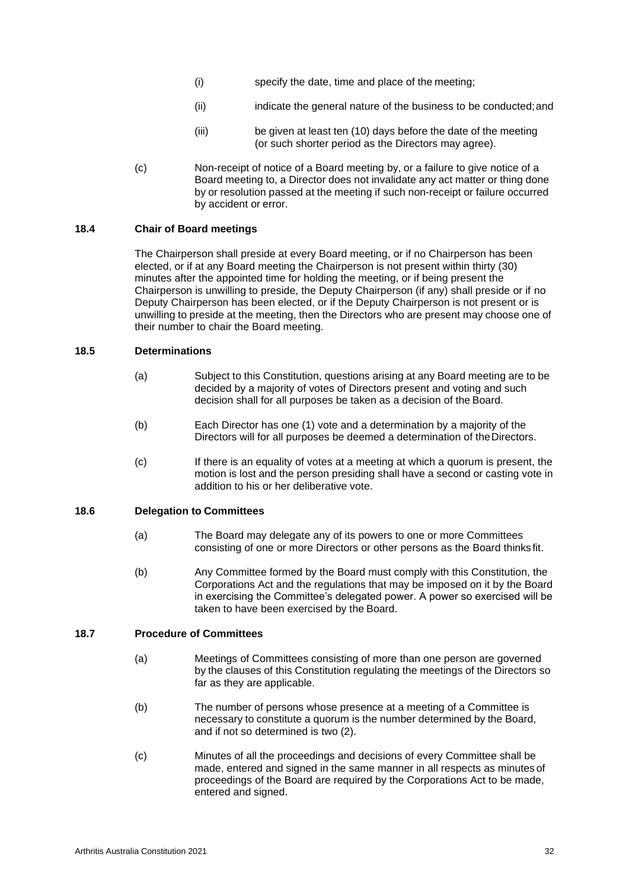(i) specify the date, time and place of the meeting;

(ii) indicate the general nature of the business to be conducted; and

(iii) be given at least ten (10) days before the date of the meeting (or such shorter period as the Directors may agree).

(c) Non-receipt of notice of a Board meeting by, or a failure to give notice of a Board meeting to, a Director does not invalidate any act matter or thing done by or resolution passed at the meeting if such non-receipt or failure occurred by accident or error.

### 18.4 Chair of Board meetings

The Chairperson shall preside at every Board meeting, or if no Chairperson has been elected, or if at any Board meeting the Chairperson is not present within thirty (30) minutes after the appointed time for holding the meeting, or if being present the Chairperson is unwilling to preside, the Deputy Chairperson (if any) shall preside or if no Deputy Chairperson has been elected, or if the Deputy Chairperson is not present or is unwilling to preside at the meeting, then the Directors who are present may choose one of their number to chair the Board meeting.

### 18.5 Determinations

(a) Subject to this Constitution, questions arising at any Board meeting are to be decided by a majority of votes of Directors present and voting and such decision shall for all purposes be taken as a decision of the Board.

(b) Each Director has one (1) vote and a determination by a majority of the Directors will for all purposes be deemed a determination of the Directors.

(c) If there is an equality of votes at a meeting at which a quorum is present, the motion is lost and the person presiding shall have a second or casting vote in addition to his or her deliberative vote.

### 18.6 Delegation to Committees

(a) The Board may delegate any of its powers to one or more Committees consisting of one or more Directors or other persons as the Board thinks fit.

(b) Any Committee formed by the Board must comply with this Constitution, the Corporations Act and the regulations that may be imposed on it by the Board in exercising the Committee's delegated power. A power so exercised will be taken to have been exercised by the Board.

### 18.7 Procedure of Committees

(a) Meetings of Committees consisting of more than one person are governed by the clauses of this Constitution regulating the meetings of the Directors so far as they are applicable.

(b) The number of persons whose presence at a meeting of a Committee is necessary to constitute a quorum is the number determined by the Board, and if not so determined is two (2).

(c) Minutes of all the proceedings and decisions of every Committee shall be made, entered and signed in the same manner in all respects as minutes of proceedings of the Board are required by the Corporations Act to be made, entered and signed.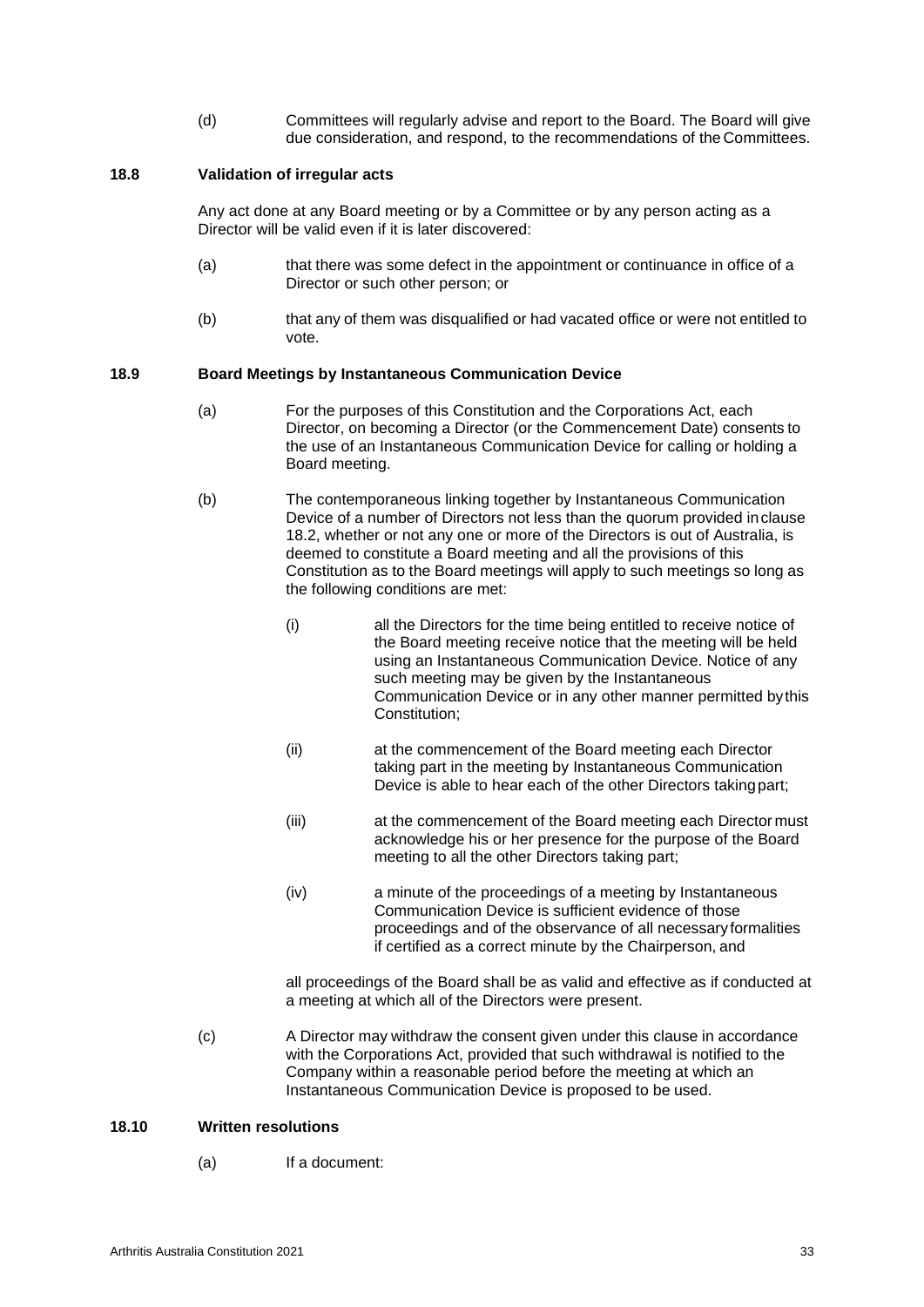(d) Committees will regularly advise and report to the Board. The Board will give due consideration, and respond, to the recommendations of the Committees.

### 18.8 Validation of irregular acts

Any act done at any Board meeting or by a Committee or by any person acting as a Director will be valid even if it is later discovered:

(a) that there was some defect in the appointment or continuance in office of a Director or such other person; or

(b) that any of them was disqualified or had vacated office or were not entitled to vote.

### 18.9 Board Meetings by Instantaneous Communication Device

(a) For the purposes of this Constitution and the Corporations Act, each Director, on becoming a Director (or the Commencement Date) consents to the use of an Instantaneous Communication Device for calling or holding a Board meeting.

(b) The contemporaneous linking together by Instantaneous Communication Device of a number of Directors not less than the quorum provided in clause 18.2, whether or not any one or more of the Directors is out of Australia, is deemed to constitute a Board meeting and all the provisions of this Constitution as to the Board meetings will apply to such meetings so long as the following conditions are met:

(i) all the Directors for the time being entitled to receive notice of the Board meeting receive notice that the meeting will be held using an Instantaneous Communication Device. Notice of any such meeting may be given by the Instantaneous Communication Device or in any other manner permitted by this Constitution;

(ii) at the commencement of the Board meeting each Director taking part in the meeting by Instantaneous Communication Device is able to hear each of the other Directors taking part;

(iii) at the commencement of the Board meeting each Director must acknowledge his or her presence for the purpose of the Board meeting to all the other Directors taking part;

(iv) a minute of the proceedings of a meeting by Instantaneous Communication Device is sufficient evidence of those proceedings and of the observance of all necessary formalities if certified as a correct minute by the Chairperson, and

all proceedings of the Board shall be as valid and effective as if conducted at a meeting at which all of the Directors were present.

(c) A Director may withdraw the consent given under this clause in accordance with the Corporations Act, provided that such withdrawal is notified to the Company within a reasonable period before the meeting at which an Instantaneous Communication Device is proposed to be used.

### 18.10 Written resolutions

(a) If a document: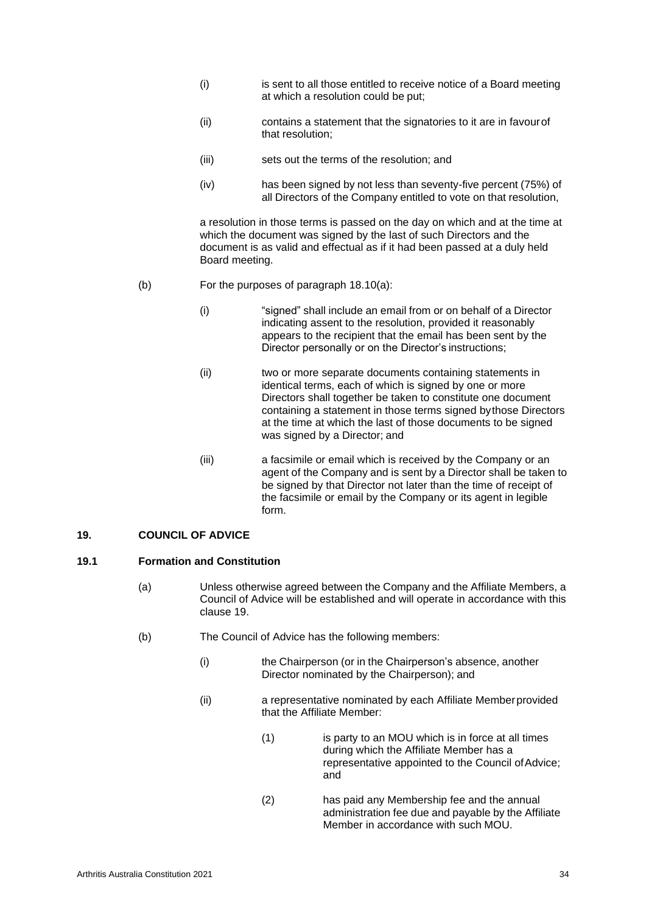(i) is sent to all those entitled to receive notice of a Board meeting at which a resolution could be put;

(ii) contains a statement that the signatories to it are in favour of that resolution;

(iii) sets out the terms of the resolution; and

(iv) has been signed by not less than seventy-five percent (75%) of all Directors of the Company entitled to vote on that resolution,

a resolution in those terms is passed on the day on which and at the time at which the document was signed by the last of such Directors and the document is as valid and effectual as if it had been passed at a duly held Board meeting.

(b) For the purposes of paragraph 18.10(a):

(i) "signed" shall include an email from or on behalf of a Director indicating assent to the resolution, provided it reasonably appears to the recipient that the email has been sent by the Director personally or on the Director's instructions;

(ii) two or more separate documents containing statements in identical terms, each of which is signed by one or more Directors shall together be taken to constitute one document containing a statement in those terms signed by those Directors at the time at which the last of those documents to be signed was signed by a Director; and

(iii) a facsimile or email which is received by the Company or an agent of the Company and is sent by a Director shall be taken to be signed by that Director not later than the time of receipt of the facsimile or email by the Company or its agent in legible form.

## 19. COUNCIL OF ADVICE

### 19.1 Formation and Constitution

(a) Unless otherwise agreed between the Company and the Affiliate Members, a Council of Advice will be established and will operate in accordance with this clause 19.

(b) The Council of Advice has the following members:

(i) the Chairperson (or in the Chairperson's absence, another Director nominated by the Chairperson); and

(ii) a representative nominated by each Affiliate Member provided that the Affiliate Member:

(1) is party to an MOU which is in force at all times during which the Affiliate Member has a representative appointed to the Council of Advice; and

(2) has paid any Membership fee and the annual administration fee due and payable by the Affiliate Member in accordance with such MOU.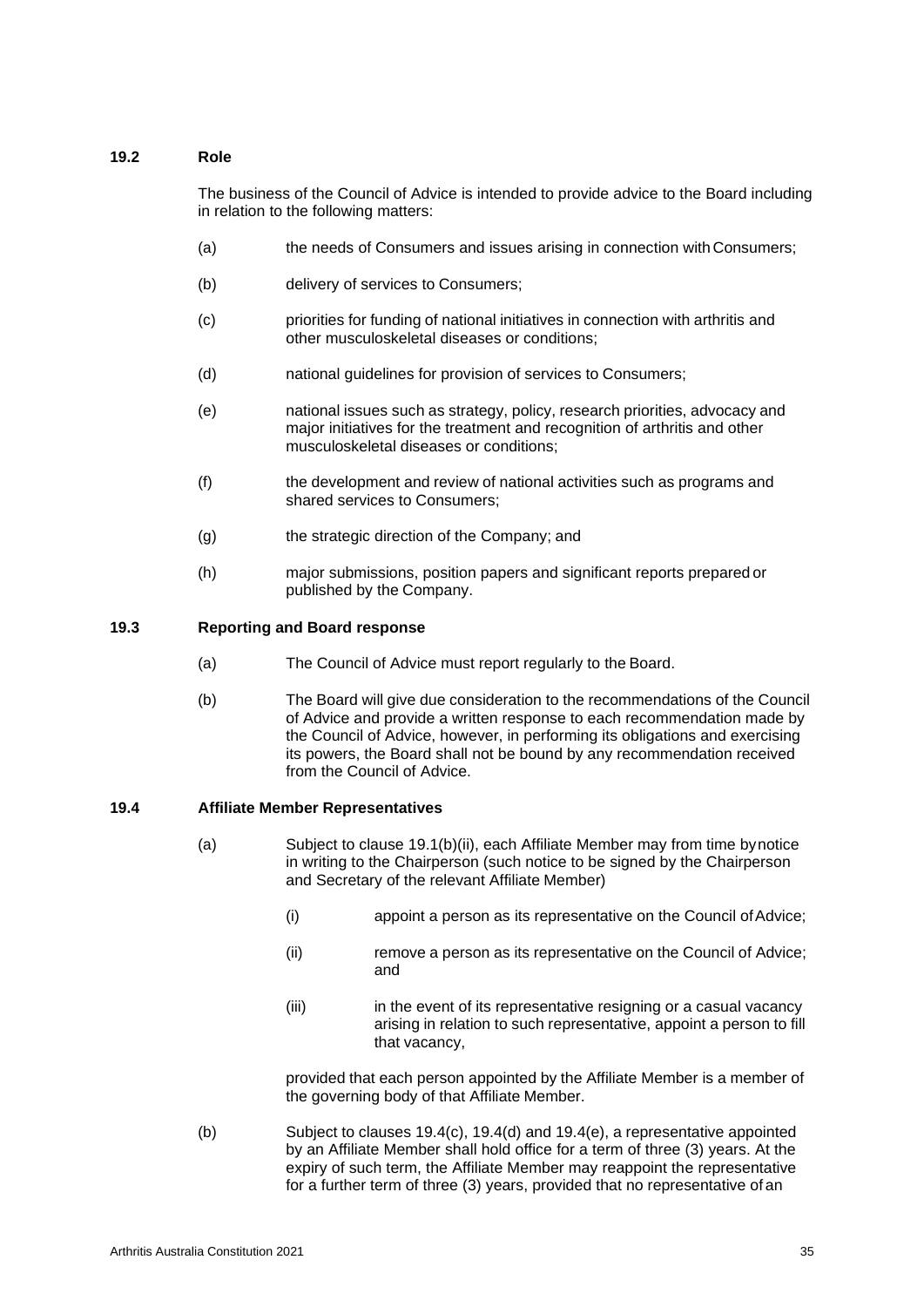### 19.2 Role

The business of the Council of Advice is intended to provide advice to the Board including in relation to the following matters:

(a) the needs of Consumers and issues arising in connection with Consumers;

(b) delivery of services to Consumers;

(c) priorities for funding of national initiatives in connection with arthritis and other musculoskeletal diseases or conditions;

(d) national guidelines for provision of services to Consumers;

(e) national issues such as strategy, policy, research priorities, advocacy and major initiatives for the treatment and recognition of arthritis and other musculoskeletal diseases or conditions;

(f) the development and review of national activities such as programs and shared services to Consumers;

(g) the strategic direction of the Company; and

(h) major submissions, position papers and significant reports prepared or published by the Company.

### 19.3 Reporting and Board response

(a) The Council of Advice must report regularly to the Board.

(b) The Board will give due consideration to the recommendations of the Council of Advice and provide a written response to each recommendation made by the Council of Advice, however, in performing its obligations and exercising its powers, the Board shall not be bound by any recommendation received from the Council of Advice.

### 19.4 Affiliate Member Representatives

(a) Subject to clause 19.1(b)(ii), each Affiliate Member may from time by notice in writing to the Chairperson (such notice to be signed by the Chairperson and Secretary of the relevant Affiliate Member)

(i) appoint a person as its representative on the Council of Advice;

(ii) remove a person as its representative on the Council of Advice; and

(iii) in the event of its representative resigning or a casual vacancy arising in relation to such representative, appoint a person to fill that vacancy,

provided that each person appointed by the Affiliate Member is a member of the governing body of that Affiliate Member.

(b) Subject to clauses 19.4(c), 19.4(d) and 19.4(e), a representative appointed by an Affiliate Member shall hold office for a term of three (3) years. At the expiry of such term, the Affiliate Member may reappoint the representative for a further term of three (3) years, provided that no representative of an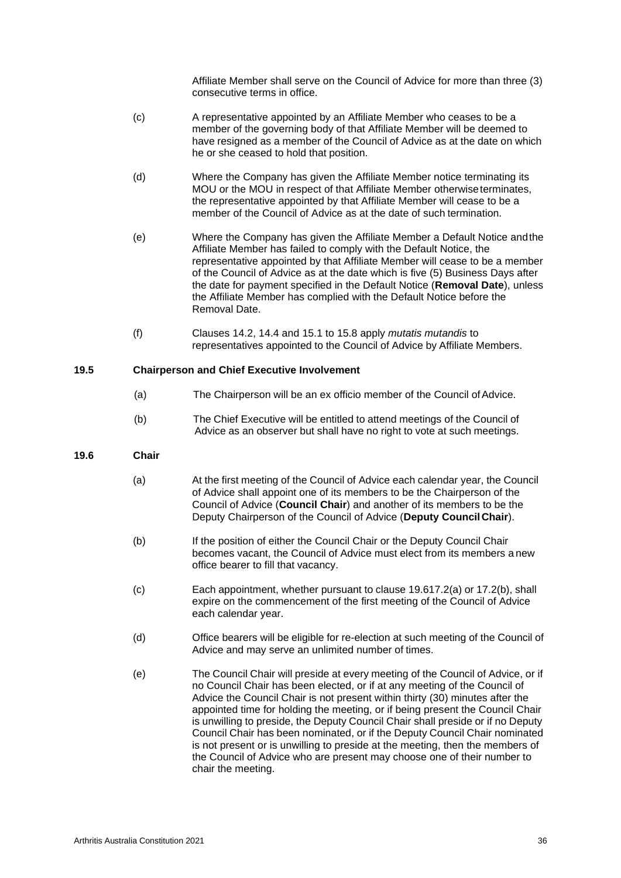Affiliate Member shall serve on the Council of Advice for more than three (3) consecutive terms in office.

(c) A representative appointed by an Affiliate Member who ceases to be a member of the governing body of that Affiliate Member will be deemed to have resigned as a member of the Council of Advice as at the date on which he or she ceased to hold that position.

(d) Where the Company has given the Affiliate Member notice terminating its MOU or the MOU in respect of that Affiliate Member otherwise terminates, the representative appointed by that Affiliate Member will cease to be a member of the Council of Advice as at the date of such termination.

(e) Where the Company has given the Affiliate Member a Default Notice and the Affiliate Member has failed to comply with the Default Notice, the representative appointed by that Affiliate Member will cease to be a member of the Council of Advice as at the date which is five (5) Business Days after the date for payment specified in the Default Notice (**Removal Date**), unless the Affiliate Member has complied with the Default Notice before the Removal Date.

(f) Clauses 14.2, 14.4 and 15.1 to 15.8 apply *mutatis mutandis* to representatives appointed to the Council of Advice by Affiliate Members.

### 19.5 Chairperson and Chief Executive Involvement

(a) The Chairperson will be an ex officio member of the Council of Advice.

(b) The Chief Executive will be entitled to attend meetings of the Council of Advice as an observer but shall have no right to vote at such meetings.

### 19.6 Chair

(a) At the first meeting of the Council of Advice each calendar year, the Council of Advice shall appoint one of its members to be the Chairperson of the Council of Advice (**Council Chair**) and another of its members to be the Deputy Chairperson of the Council of Advice (**Deputy Council Chair**).

(b) If the position of either the Council Chair or the Deputy Council Chair becomes vacant, the Council of Advice must elect from its members a new office bearer to fill that vacancy.

(c) Each appointment, whether pursuant to clause 19.617.2(a) or 17.2(b), shall expire on the commencement of the first meeting of the Council of Advice each calendar year.

(d) Office bearers will be eligible for re-election at such meeting of the Council of Advice and may serve an unlimited number of times.

(e) The Council Chair will preside at every meeting of the Council of Advice, or if no Council Chair has been elected, or if at any meeting of the Council of Advice the Council Chair is not present within thirty (30) minutes after the appointed time for holding the meeting, or if being present the Council Chair is unwilling to preside, the Deputy Council Chair shall preside or if no Deputy Council Chair has been nominated, or if the Deputy Council Chair nominated is not present or is unwilling to preside at the meeting, then the members of the Council of Advice who are present may choose one of their number to chair the meeting.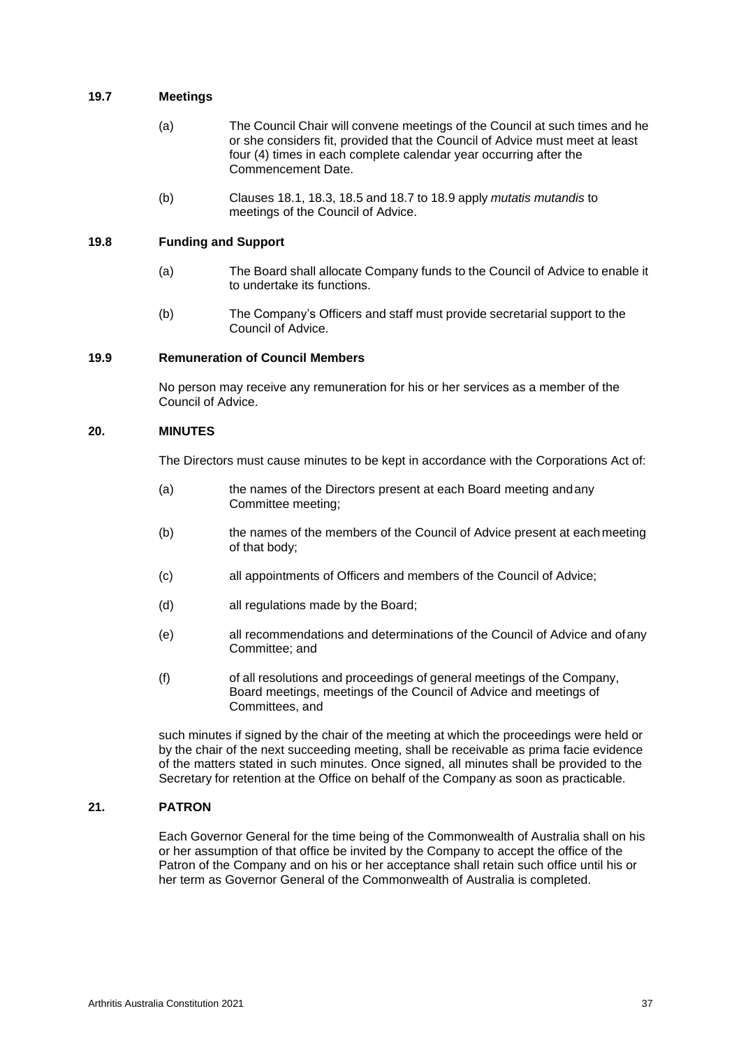### 19.7 Meetings

(a) The Council Chair will convene meetings of the Council at such times and he or she considers fit, provided that the Council of Advice must meet at least four (4) times in each complete calendar year occurring after the Commencement Date.

(b) Clauses 18.1, 18.3, 18.5 and 18.7 to 18.9 apply *mutatis mutandis* to meetings of the Council of Advice.

### 19.8 Funding and Support

(a) The Board shall allocate Company funds to the Council of Advice to enable it to undertake its functions.

(b) The Company's Officers and staff must provide secretarial support to the Council of Advice.

### 19.9 Remuneration of Council Members

No person may receive any remuneration for his or her services as a member of the Council of Advice.

## 20. MINUTES

The Directors must cause minutes to be kept in accordance with the Corporations Act of:

(a) the names of the Directors present at each Board meeting and any Committee meeting;

(b) the names of the members of the Council of Advice present at each meeting of that body;

(c) all appointments of Officers and members of the Council of Advice;

(d) all regulations made by the Board;

(e) all recommendations and determinations of the Council of Advice and of any Committee; and

(f) of all resolutions and proceedings of general meetings of the Company, Board meetings, meetings of the Council of Advice and meetings of Committees, and

such minutes if signed by the chair of the meeting at which the proceedings were held or by the chair of the next succeeding meeting, shall be receivable as prima facie evidence of the matters stated in such minutes. Once signed, all minutes shall be provided to the Secretary for retention at the Office on behalf of the Company as soon as practicable.

## 21. PATRON

Each Governor General for the time being of the Commonwealth of Australia shall on his or her assumption of that office be invited by the Company to accept the office of the Patron of the Company and on his or her acceptance shall retain such office until his or her term as Governor General of the Commonwealth of Australia is completed.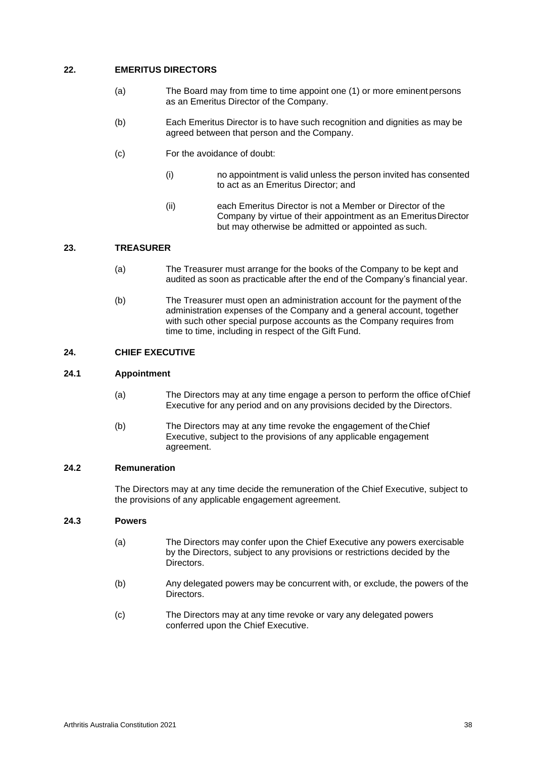## 22. EMERITUS DIRECTORS

(a) The Board may from time to time appoint one (1) or more eminent persons as an Emeritus Director of the Company.

(b) Each Emeritus Director is to have such recognition and dignities as may be agreed between that person and the Company.

(c) For the avoidance of doubt:

(i) no appointment is valid unless the person invited has consented to act as an Emeritus Director; and

(ii) each Emeritus Director is not a Member or Director of the Company by virtue of their appointment as an Emeritus Director but may otherwise be admitted or appointed as such.

## 23. TREASURER

(a) The Treasurer must arrange for the books of the Company to be kept and audited as soon as practicable after the end of the Company's financial year.

(b) The Treasurer must open an administration account for the payment of the administration expenses of the Company and a general account, together with such other special purpose accounts as the Company requires from time to time, including in respect of the Gift Fund.

## 24. CHIEF EXECUTIVE

### 24.1 Appointment

(a) The Directors may at any time engage a person to perform the office of Chief Executive for any period and on any provisions decided by the Directors.

(b) The Directors may at any time revoke the engagement of the Chief Executive, subject to the provisions of any applicable engagement agreement.

### 24.2 Remuneration

The Directors may at any time decide the remuneration of the Chief Executive, subject to the provisions of any applicable engagement agreement.

### 24.3 Powers

(a) The Directors may confer upon the Chief Executive any powers exercisable by the Directors, subject to any provisions or restrictions decided by the Directors.

(b) Any delegated powers may be concurrent with, or exclude, the powers of the Directors.

(c) The Directors may at any time revoke or vary any delegated powers conferred upon the Chief Executive.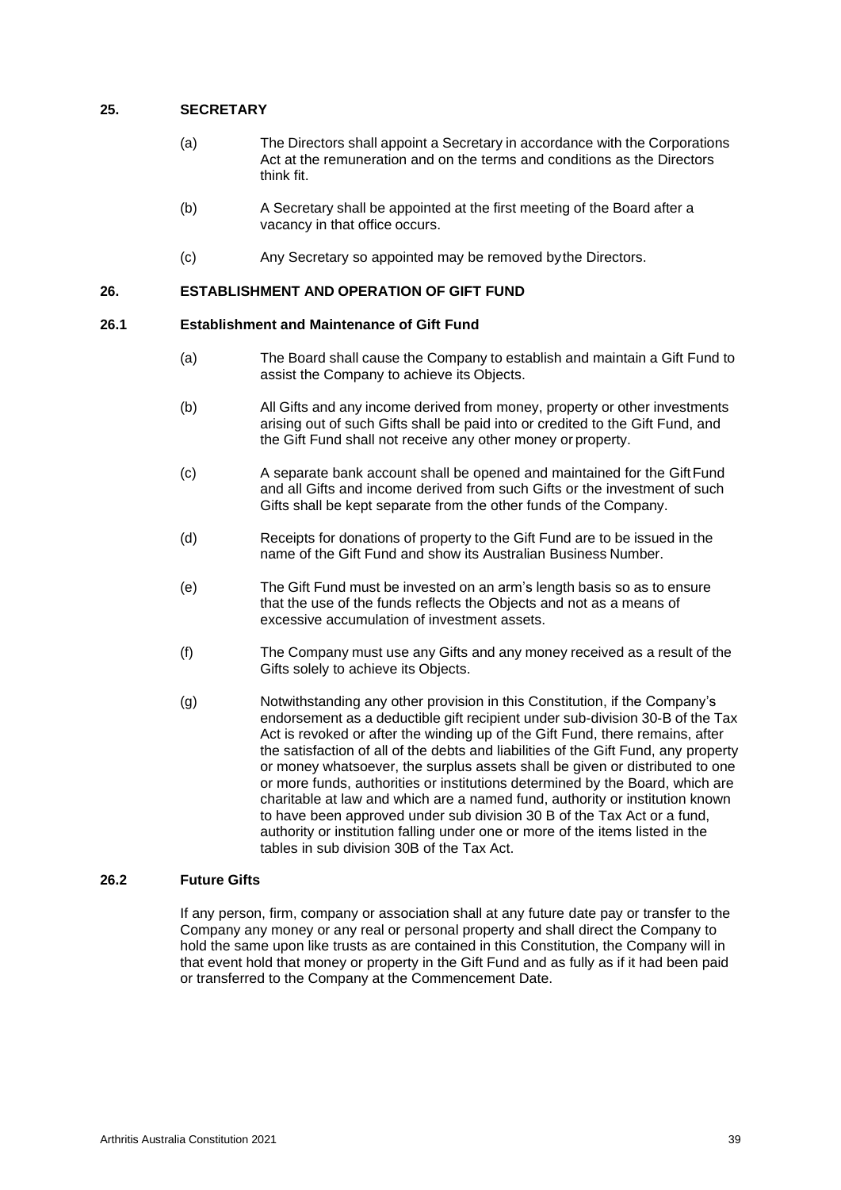## 25. SECRETARY

(a) The Directors shall appoint a Secretary in accordance with the Corporations Act at the remuneration and on the terms and conditions as the Directors think fit.

(b) A Secretary shall be appointed at the first meeting of the Board after a vacancy in that office occurs.

(c) Any Secretary so appointed may be removed by the Directors.

## 26. ESTABLISHMENT AND OPERATION OF GIFT FUND

### 26.1 Establishment and Maintenance of Gift Fund

(a) The Board shall cause the Company to establish and maintain a Gift Fund to assist the Company to achieve its Objects.

(b) All Gifts and any income derived from money, property or other investments arising out of such Gifts shall be paid into or credited to the Gift Fund, and the Gift Fund shall not receive any other money or property.

(c) A separate bank account shall be opened and maintained for the Gift Fund and all Gifts and income derived from such Gifts or the investment of such Gifts shall be kept separate from the other funds of the Company.

(d) Receipts for donations of property to the Gift Fund are to be issued in the name of the Gift Fund and show its Australian Business Number.

(e) The Gift Fund must be invested on an arm's length basis so as to ensure that the use of the funds reflects the Objects and not as a means of excessive accumulation of investment assets.

(f) The Company must use any Gifts and any money received as a result of the Gifts solely to achieve its Objects.

(g) Notwithstanding any other provision in this Constitution, if the Company's endorsement as a deductible gift recipient under sub-division 30-B of the Tax Act is revoked or after the winding up of the Gift Fund, there remains, after the satisfaction of all of the debts and liabilities of the Gift Fund, any property or money whatsoever, the surplus assets shall be given or distributed to one or more funds, authorities or institutions determined by the Board, which are charitable at law and which are a named fund, authority or institution known to have been approved under sub division 30 B of the Tax Act or a fund, authority or institution falling under one or more of the items listed in the tables in sub division 30B of the Tax Act.

### 26.2 Future Gifts

If any person, firm, company or association shall at any future date pay or transfer to the Company any money or any real or personal property and shall direct the Company to hold the same upon like trusts as are contained in this Constitution, the Company will in that event hold that money or property in the Gift Fund and as fully as if it had been paid or transferred to the Company at the Commencement Date.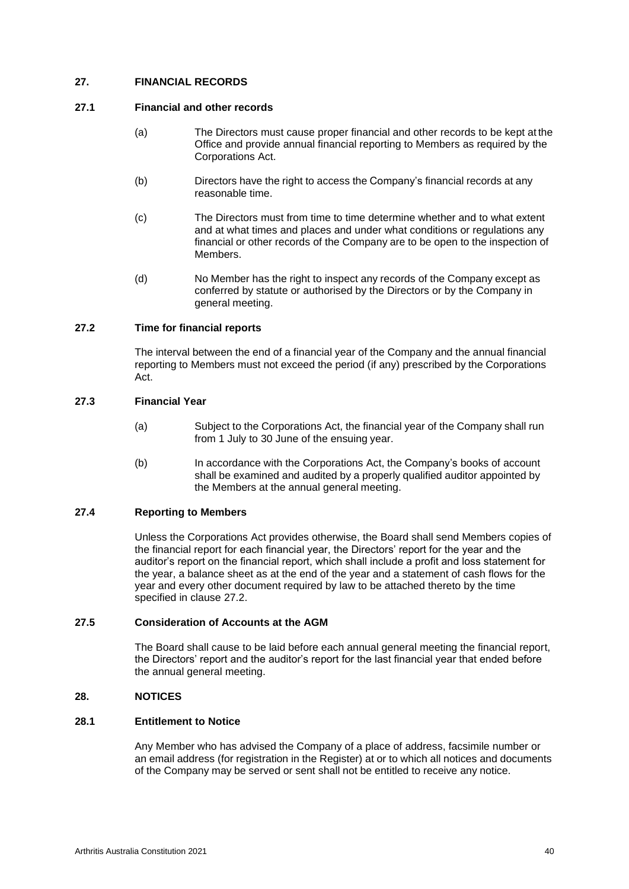## 27. FINANCIAL RECORDS

### 27.1 Financial and other records

(a) The Directors must cause proper financial and other records to be kept at the Office and provide annual financial reporting to Members as required by the Corporations Act.

(b) Directors have the right to access the Company's financial records at any reasonable time.

(c) The Directors must from time to time determine whether and to what extent and at what times and places and under what conditions or regulations any financial or other records of the Company are to be open to the inspection of Members.

(d) No Member has the right to inspect any records of the Company except as conferred by statute or authorised by the Directors or by the Company in general meeting.

### 27.2 Time for financial reports

The interval between the end of a financial year of the Company and the annual financial reporting to Members must not exceed the period (if any) prescribed by the Corporations Act.

### 27.3 Financial Year

(a) Subject to the Corporations Act, the financial year of the Company shall run from 1 July to 30 June of the ensuing year.

(b) In accordance with the Corporations Act, the Company's books of account shall be examined and audited by a properly qualified auditor appointed by the Members at the annual general meeting.

### 27.4 Reporting to Members

Unless the Corporations Act provides otherwise, the Board shall send Members copies of the financial report for each financial year, the Directors' report for the year and the auditor's report on the financial report, which shall include a profit and loss statement for the year, a balance sheet as at the end of the year and a statement of cash flows for the year and every other document required by law to be attached thereto by the time specified in clause 27.2.

### 27.5 Consideration of Accounts at the AGM

The Board shall cause to be laid before each annual general meeting the financial report, the Directors' report and the auditor's report for the last financial year that ended before the annual general meeting.

## 28. NOTICES

### 28.1 Entitlement to Notice

Any Member who has advised the Company of a place of address, facsimile number or an email address (for registration in the Register) at or to which all notices and documents of the Company may be served or sent shall not be entitled to receive any notice.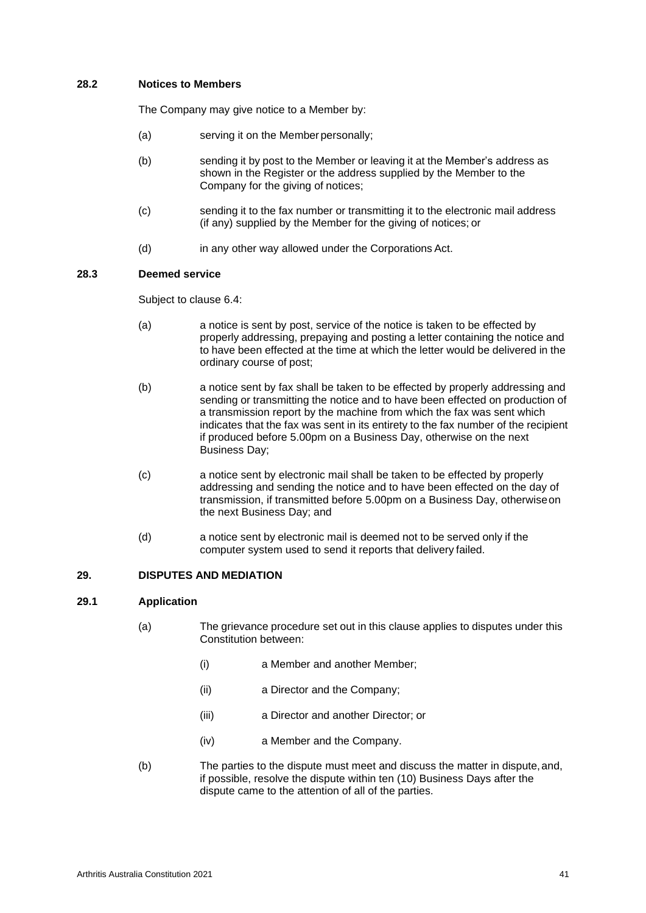### 28.2 Notices to Members

The Company may give notice to a Member by:

(a) serving it on the Member personally;

(b) sending it by post to the Member or leaving it at the Member's address as shown in the Register or the address supplied by the Member to the Company for the giving of notices;

(c) sending it to the fax number or transmitting it to the electronic mail address (if any) supplied by the Member for the giving of notices; or

(d) in any other way allowed under the Corporations Act.

### 28.3 Deemed service

Subject to clause 6.4:

(a) a notice is sent by post, service of the notice is taken to be effected by properly addressing, prepaying and posting a letter containing the notice and to have been effected at the time at which the letter would be delivered in the ordinary course of post;

(b) a notice sent by fax shall be taken to be effected by properly addressing and sending or transmitting the notice and to have been effected on production of a transmission report by the machine from which the fax was sent which indicates that the fax was sent in its entirety to the fax number of the recipient if produced before 5.00pm on a Business Day, otherwise on the next Business Day;

(c) a notice sent by electronic mail shall be taken to be effected by properly addressing and sending the notice and to have been effected on the day of transmission, if transmitted before 5.00pm on a Business Day, otherwise on the next Business Day; and

(d) a notice sent by electronic mail is deemed not to be served only if the computer system used to send it reports that delivery failed.

## 29. DISPUTES AND MEDIATION

### 29.1 Application

(a) The grievance procedure set out in this clause applies to disputes under this Constitution between:

(i) a Member and another Member;

(ii) a Director and the Company;

(iii) a Director and another Director; or

(iv) a Member and the Company.

(b) The parties to the dispute must meet and discuss the matter in dispute, and, if possible, resolve the dispute within ten (10) Business Days after the dispute came to the attention of all of the parties.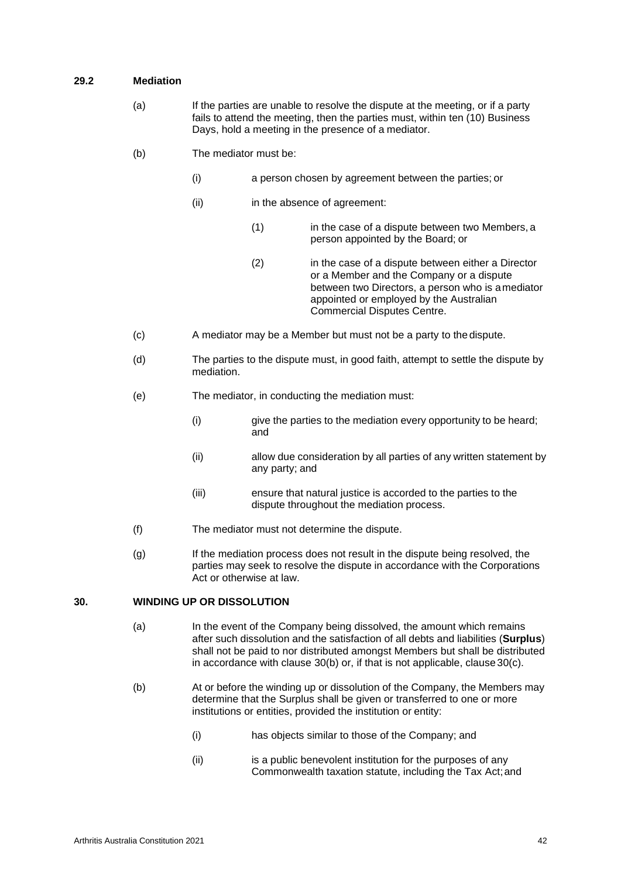### 29.2 Mediation

(a) If the parties are unable to resolve the dispute at the meeting, or if a party fails to attend the meeting, then the parties must, within ten (10) Business Days, hold a meeting in the presence of a mediator.

(b) The mediator must be:

(i) a person chosen by agreement between the parties; or

(ii) in the absence of agreement:

(1) in the case of a dispute between two Members, a person appointed by the Board; or

(2) in the case of a dispute between either a Director or a Member and the Company or a dispute between two Directors, a person who is a mediator appointed or employed by the Australian Commercial Disputes Centre.

(c) A mediator may be a Member but must not be a party to the dispute.

(d) The parties to the dispute must, in good faith, attempt to settle the dispute by mediation.

(e) The mediator, in conducting the mediation must:

(i) give the parties to the mediation every opportunity to be heard; and

(ii) allow due consideration by all parties of any written statement by any party; and

(iii) ensure that natural justice is accorded to the parties to the dispute throughout the mediation process.

(f) The mediator must not determine the dispute.

(g) If the mediation process does not result in the dispute being resolved, the parties may seek to resolve the dispute in accordance with the Corporations Act or otherwise at law.

## 30. WINDING UP OR DISSOLUTION

(a) In the event of the Company being dissolved, the amount which remains after such dissolution and the satisfaction of all debts and liabilities (**Surplus**) shall not be paid to nor distributed amongst Members but shall be distributed in accordance with clause 30(b) or, if that is not applicable, clause 30(c).

(b) At or before the winding up or dissolution of the Company, the Members may determine that the Surplus shall be given or transferred to one or more institutions or entities, provided the institution or entity:

(i) has objects similar to those of the Company; and

(ii) is a public benevolent institution for the purposes of any Commonwealth taxation statute, including the Tax Act; and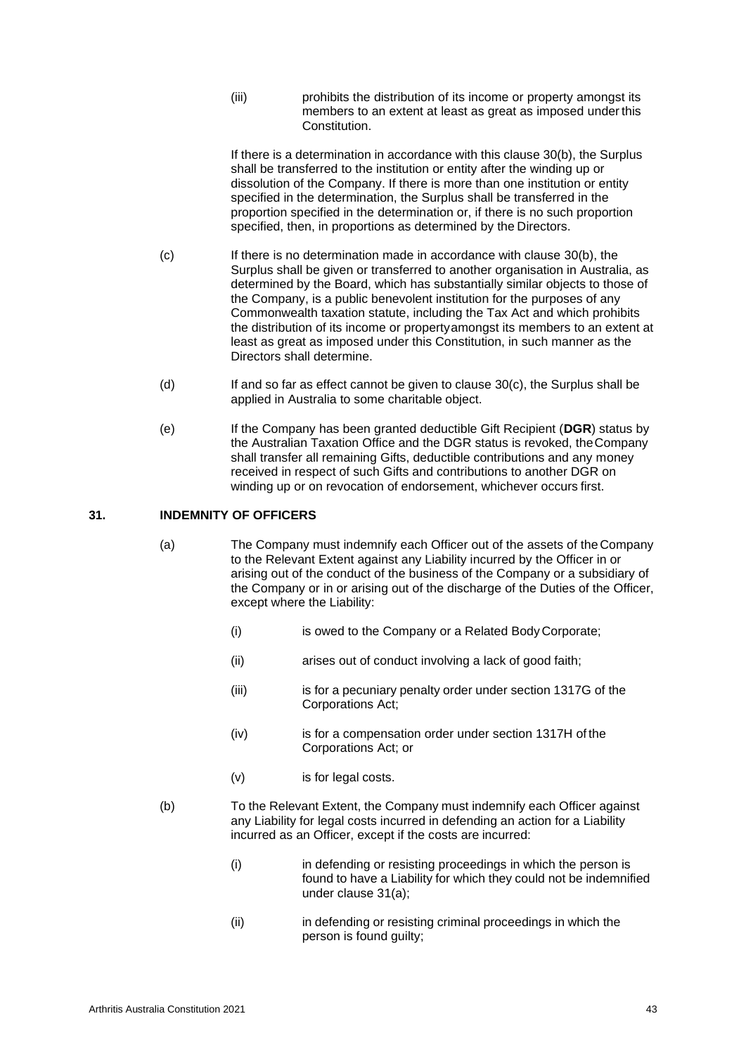(iii) prohibits the distribution of its income or property amongst its members to an extent at least as great as imposed under this Constitution.

If there is a determination in accordance with this clause 30(b), the Surplus shall be transferred to the institution or entity after the winding up or dissolution of the Company. If there is more than one institution or entity specified in the determination, the Surplus shall be transferred in the proportion specified in the determination or, if there is no such proportion specified, then, in proportions as determined by the Directors.

(c) If there is no determination made in accordance with clause 30(b), the Surplus shall be given or transferred to another organisation in Australia, as determined by the Board, which has substantially similar objects to those of the Company, is a public benevolent institution for the purposes of any Commonwealth taxation statute, including the Tax Act and which prohibits the distribution of its income or property amongst its members to an extent at least as great as imposed under this Constitution, in such manner as the Directors shall determine.

(d) If and so far as effect cannot be given to clause 30(c), the Surplus shall be applied in Australia to some charitable object.

(e) If the Company has been granted deductible Gift Recipient (**DGR**) status by the Australian Taxation Office and the DGR status is revoked, the Company shall transfer all remaining Gifts, deductible contributions and any money received in respect of such Gifts and contributions to another DGR on winding up or on revocation of endorsement, whichever occurs first.

## 31. INDEMNITY OF OFFICERS

(a) The Company must indemnify each Officer out of the assets of the Company to the Relevant Extent against any Liability incurred by the Officer in or arising out of the conduct of the business of the Company or a subsidiary of the Company or in or arising out of the discharge of the Duties of the Officer, except where the Liability:

(i) is owed to the Company or a Related Body Corporate;

(ii) arises out of conduct involving a lack of good faith;

(iii) is for a pecuniary penalty order under section 1317G of the Corporations Act;

(iv) is for a compensation order under section 1317H of the Corporations Act; or

(v) is for legal costs.

(b) To the Relevant Extent, the Company must indemnify each Officer against any Liability for legal costs incurred in defending an action for a Liability incurred as an Officer, except if the costs are incurred:

(i) in defending or resisting proceedings in which the person is found to have a Liability for which they could not be indemnified under clause 31(a);

(ii) in defending or resisting criminal proceedings in which the person is found guilty;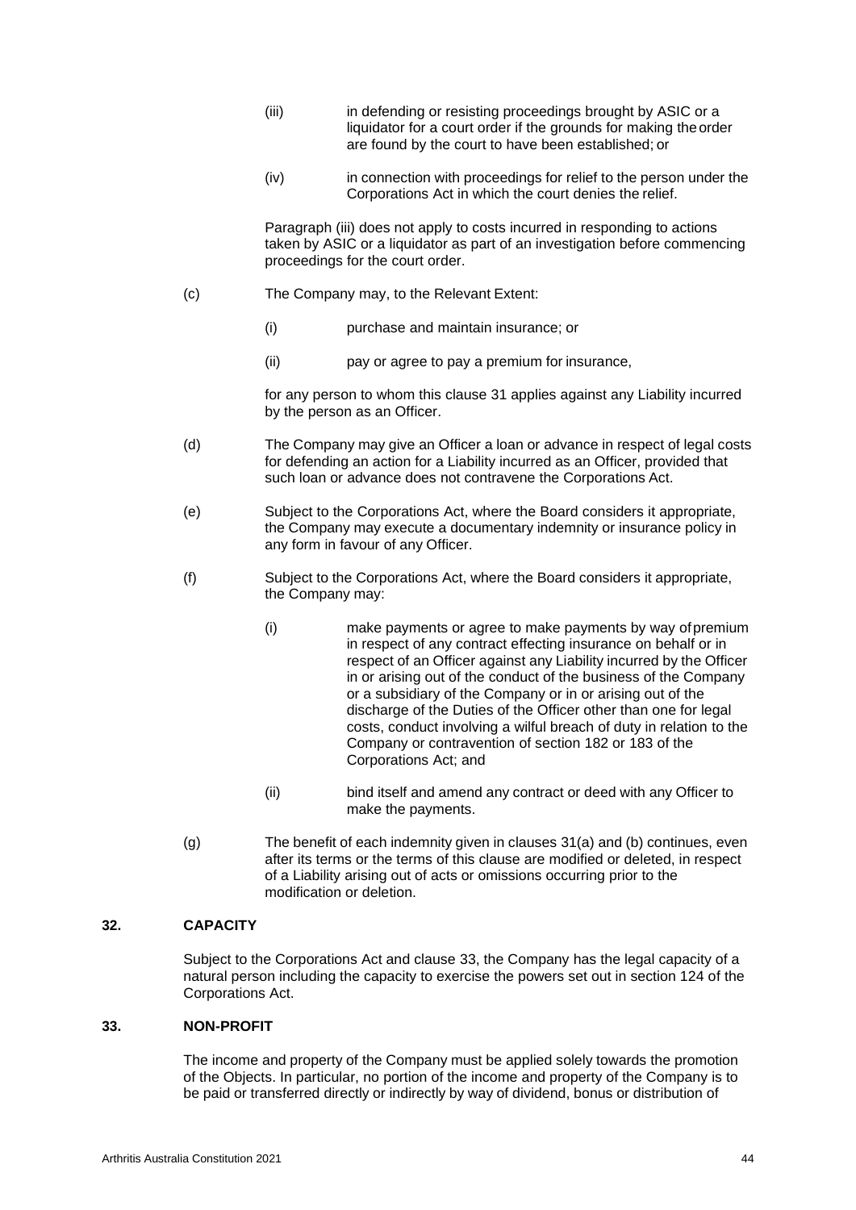(iii) in defending or resisting proceedings brought by ASIC or a liquidator for a court order if the grounds for making the order are found by the court to have been established; or

(iv) in connection with proceedings for relief to the person under the Corporations Act in which the court denies the relief.

Paragraph (iii) does not apply to costs incurred in responding to actions taken by ASIC or a liquidator as part of an investigation before commencing proceedings for the court order.

(c) The Company may, to the Relevant Extent:

(i) purchase and maintain insurance; or

(ii) pay or agree to pay a premium for insurance,

for any person to whom this clause 31 applies against any Liability incurred by the person as an Officer.

(d) The Company may give an Officer a loan or advance in respect of legal costs for defending an action for a Liability incurred as an Officer, provided that such loan or advance does not contravene the Corporations Act.

(e) Subject to the Corporations Act, where the Board considers it appropriate, the Company may execute a documentary indemnity or insurance policy in any form in favour of any Officer.

(f) Subject to the Corporations Act, where the Board considers it appropriate, the Company may:

(i) make payments or agree to make payments by way of premium in respect of any contract effecting insurance on behalf or in respect of an Officer against any Liability incurred by the Officer in or arising out of the conduct of the business of the Company or a subsidiary of the Company or in or arising out of the discharge of the Duties of the Officer other than one for legal costs, conduct involving a wilful breach of duty in relation to the Company or contravention of section 182 or 183 of the Corporations Act; and

(ii) bind itself and amend any contract or deed with any Officer to make the payments.

(g) The benefit of each indemnity given in clauses 31(a) and (b) continues, even after its terms or the terms of this clause are modified or deleted, in respect of a Liability arising out of acts or omissions occurring prior to the modification or deletion.

## 32. CAPACITY

Subject to the Corporations Act and clause 33, the Company has the legal capacity of a natural person including the capacity to exercise the powers set out in section 124 of the Corporations Act.

## 33. NON-PROFIT

The income and property of the Company must be applied solely towards the promotion of the Objects. In particular, no portion of the income and property of the Company is to be paid or transferred directly or indirectly by way of dividend, bonus or distribution of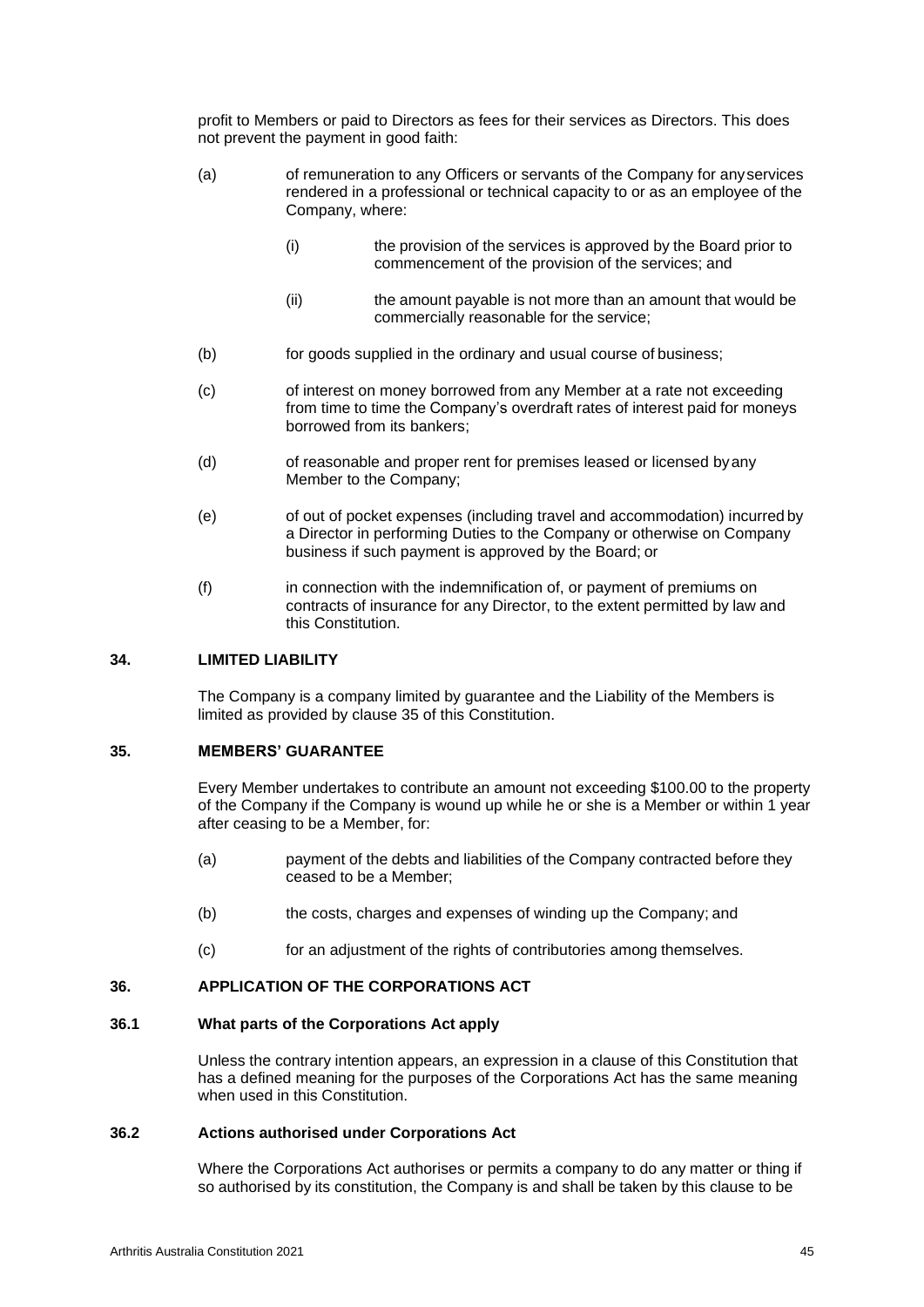profit to Members or paid to Directors as fees for their services as Directors. This does not prevent the payment in good faith:

(a) of remuneration to any Officers or servants of the Company for any services rendered in a professional or technical capacity to or as an employee of the Company, where:

(i) the provision of the services is approved by the Board prior to commencement of the provision of the services; and

(ii) the amount payable is not more than an amount that would be commercially reasonable for the service;

(b) for goods supplied in the ordinary and usual course of business;

(c) of interest on money borrowed from any Member at a rate not exceeding from time to time the Company's overdraft rates of interest paid for moneys borrowed from its bankers;

(d) of reasonable and proper rent for premises leased or licensed by any Member to the Company;

(e) of out of pocket expenses (including travel and accommodation) incurred by a Director in performing Duties to the Company or otherwise on Company business if such payment is approved by the Board; or

(f) in connection with the indemnification of, or payment of premiums on contracts of insurance for any Director, to the extent permitted by law and this Constitution.

## 34. LIMITED LIABILITY

The Company is a company limited by guarantee and the Liability of the Members is limited as provided by clause 35 of this Constitution.

## 35. MEMBERS' GUARANTEE

Every Member undertakes to contribute an amount not exceeding $100.00 to the property of the Company if the Company is wound up while he or she is a Member or within 1 year after ceasing to be a Member, for:

(a) payment of the debts and liabilities of the Company contracted before they ceased to be a Member;

(b) the costs, charges and expenses of winding up the Company; and

(c) for an adjustment of the rights of contributories among themselves.

## 36. APPLICATION OF THE CORPORATIONS ACT

### 36.1 What parts of the Corporations Act apply

Unless the contrary intention appears, an expression in a clause of this Constitution that has a defined meaning for the purposes of the Corporations Act has the same meaning when used in this Constitution.

### 36.2 Actions authorised under Corporations Act

Where the Corporations Act authorises or permits a company to do any matter or thing if so authorised by its constitution, the Company is and shall be taken by this clause to be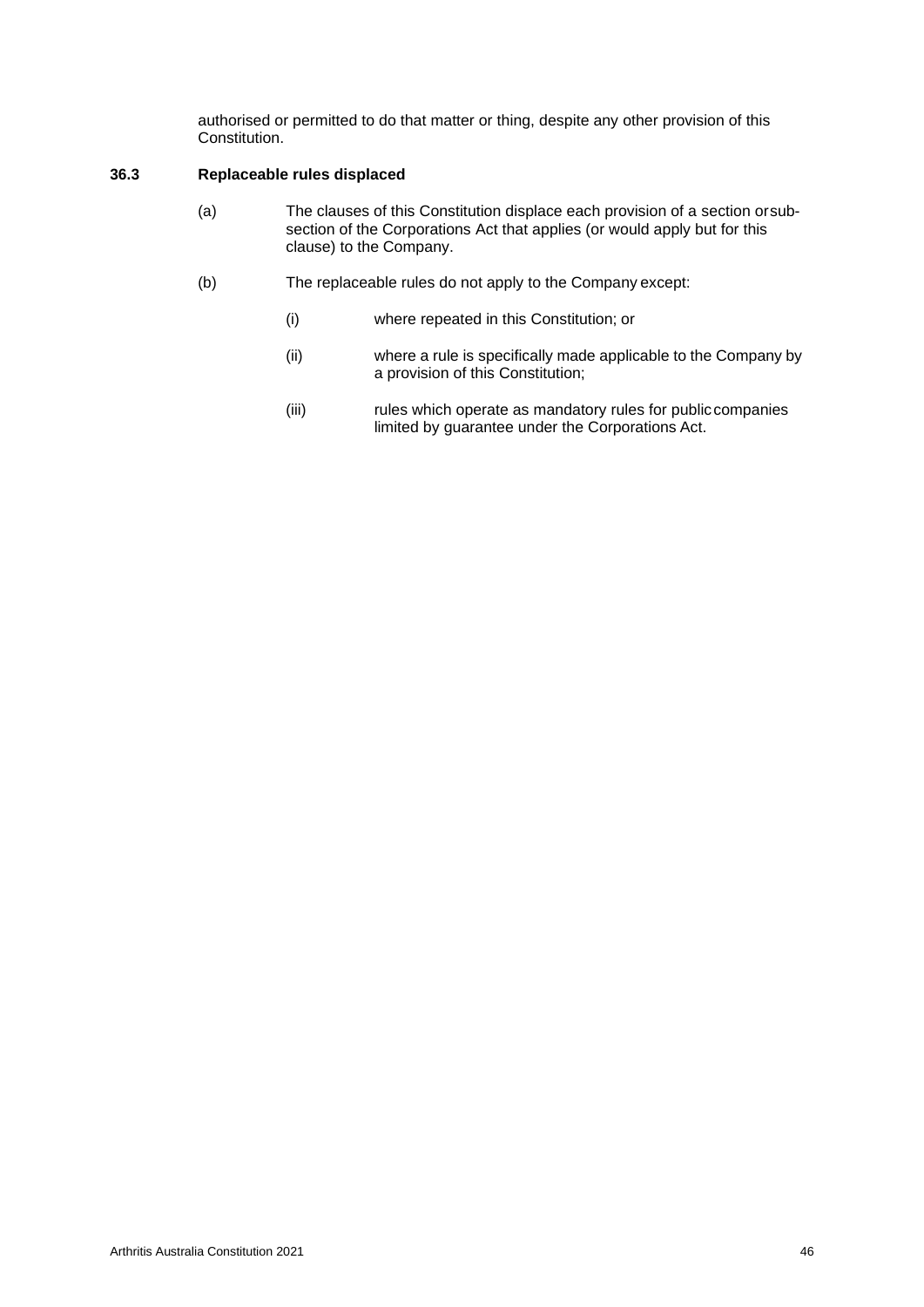authorised or permitted to do that matter or thing, despite any other provision of this Constitution.

### 36.3 Replaceable rules displaced

(a) The clauses of this Constitution displace each provision of a section or sub-section of the Corporations Act that applies (or would apply but for this clause) to the Company.

(b) The replaceable rules do not apply to the Company except:

(i) where repeated in this Constitution; or

(ii) where a rule is specifically made applicable to the Company by a provision of this Constitution;

(iii) rules which operate as mandatory rules for public companies limited by guarantee under the Corporations Act.